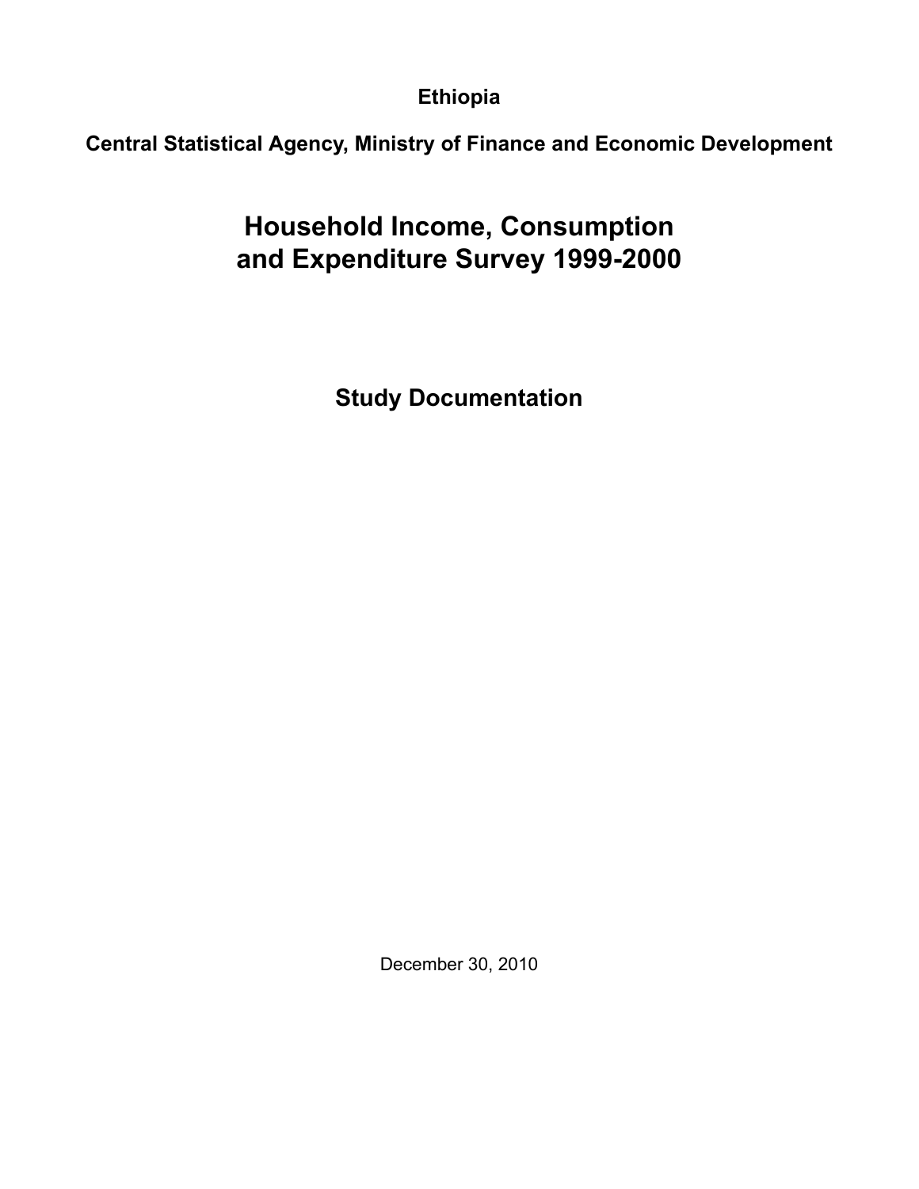**Ethiopia**

**Central Statistical Agency, Ministry of Finance and Economic Development**

# Household Income, Consumption and Expenditure Survey 1999-2000

## Study Documentation

December 30, 2010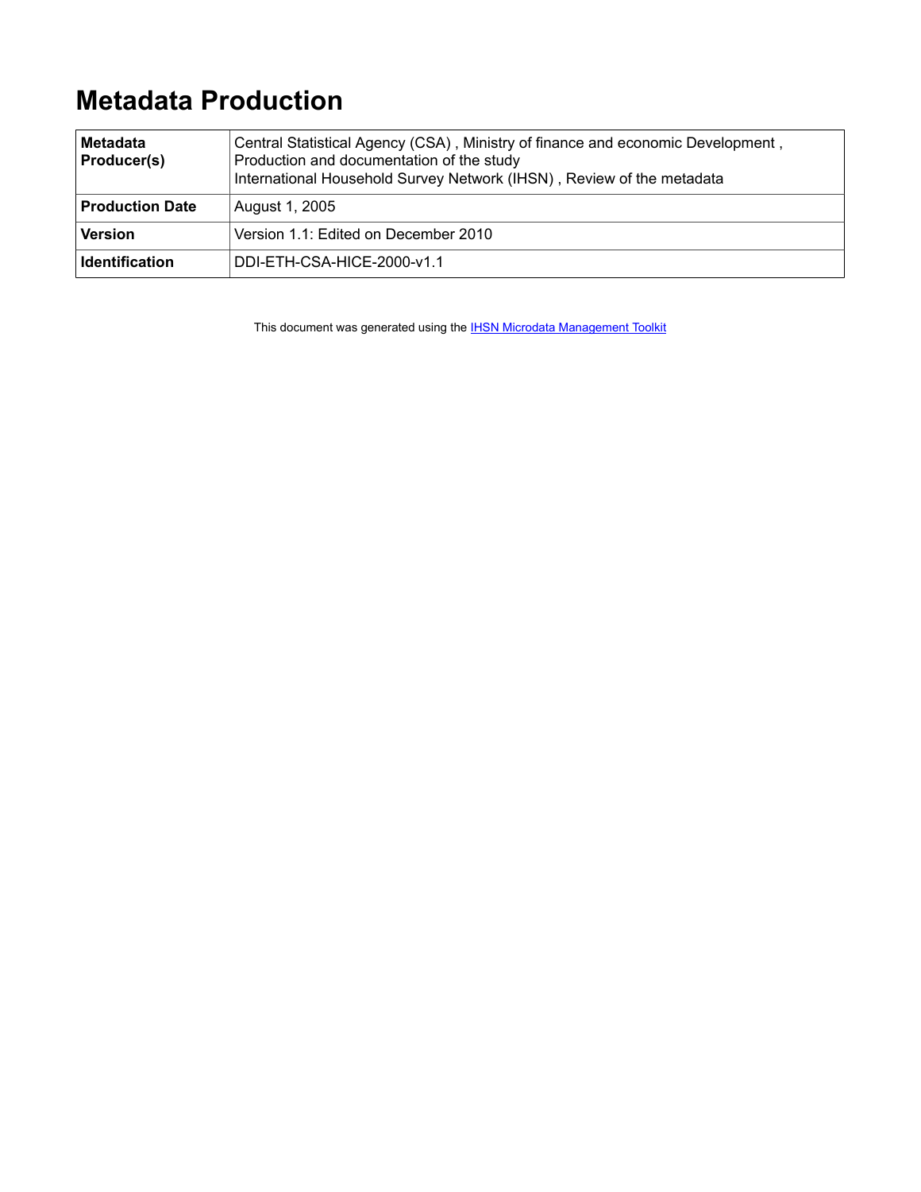# Metadata Production

| | |
|---|---|
| **Metadata Producer(s)** | Central Statistical Agency (CSA) , Ministry of finance and economic Development , Production and documentation of the study<br>International Household Survey Network (IHSN) , Review of the metadata |
| **Production Date** | August 1, 2005 |
| **Version** | Version 1.1: Edited on December 2010 |
| **Identification** | DDI-ETH-CSA-HICE-2000-v1.1 |

This document was generated using the IHSN Microdata Management Toolkit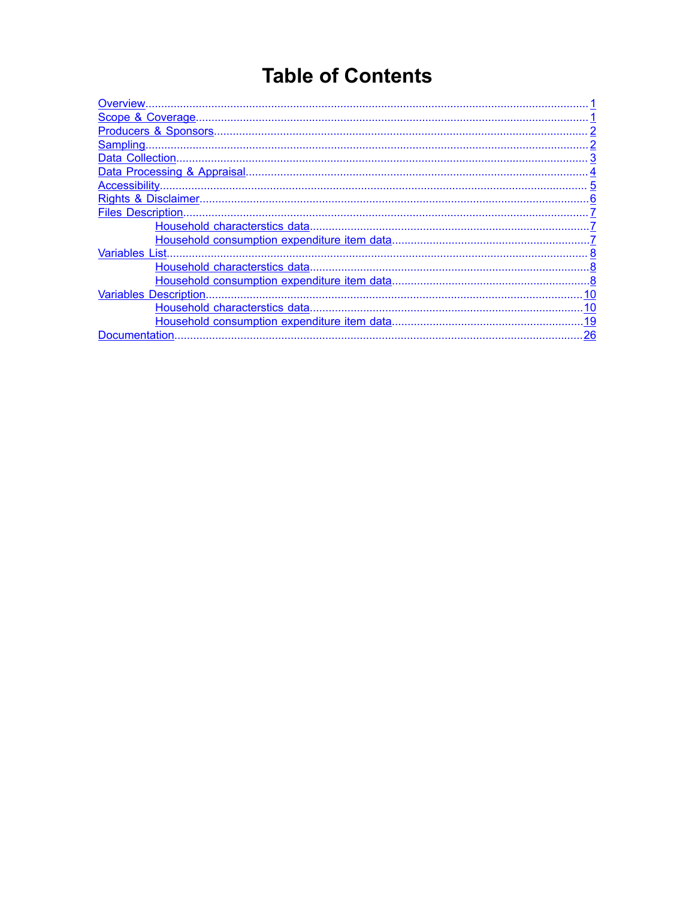# Table of Contents

- Overview ... 1
- Scope & Coverage ... 1
- Producers & Sponsors ... 2
- Sampling ... 2
- Data Collection ... 3
- Data Processing & Appraisal ... 4
- Accessibility ... 5
- Rights & Disclaimer ... 6
- Files Description ... 7
    - Household characterstics data ... 7
    - Household consumption expenditure item data ... 7
- Variables List ... 8
    - Household characterstics data ... 8
    - Household consumption expenditure item data ... 8
- Variables Description ... 10
    - Household characterstics data ... 10
    - Household consumption expenditure item data ... 19
- Documentation ... 26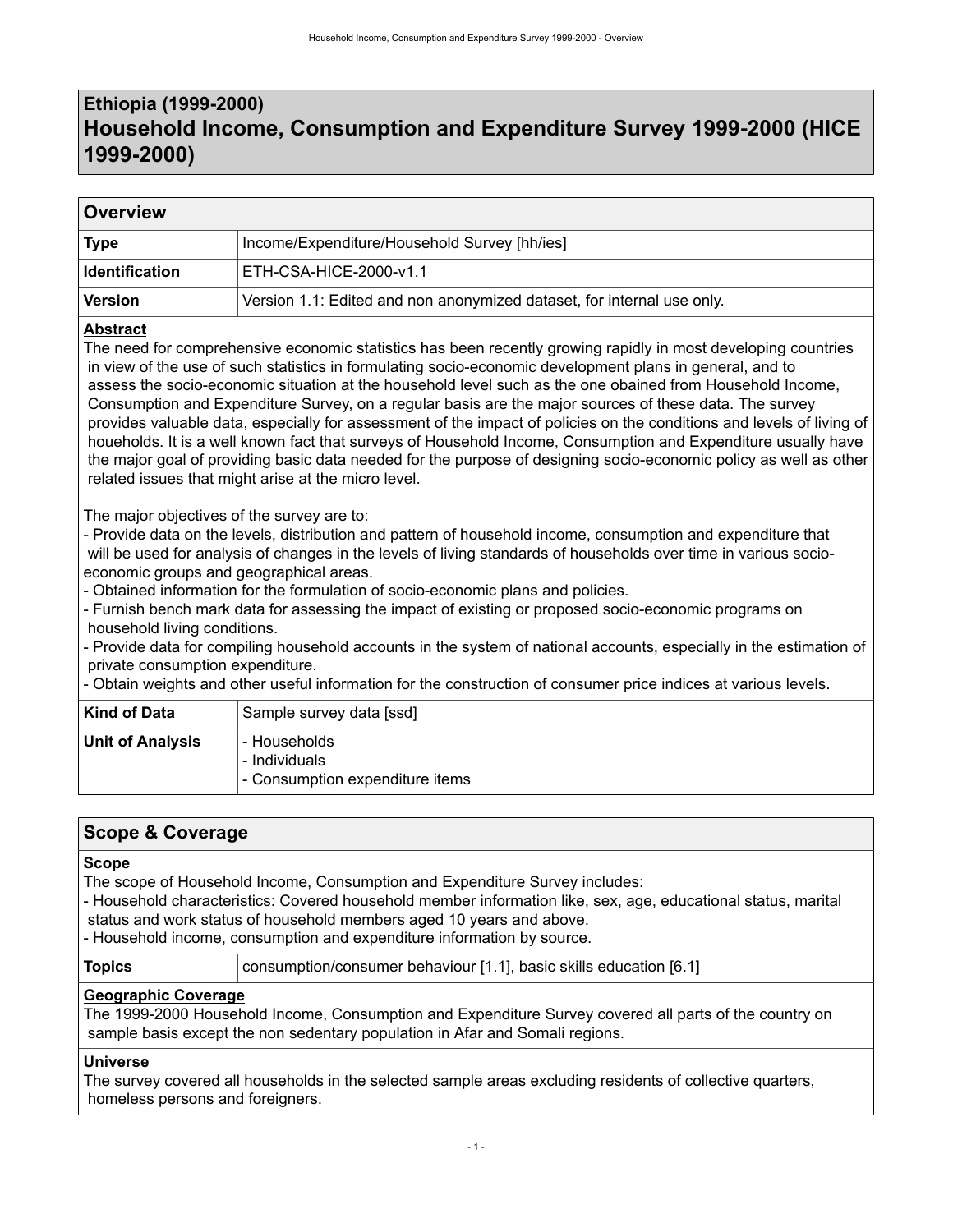# Ethiopia (1999-2000)
# Household Income, Consumption and Expenditure Survey 1999-2000 (HICE 1999-2000)

## Overview

| | |
|---|---|
| **Type** | Income/Expenditure/Household Survey [hh/ies] |
| **Identification** | ETH-CSA-HICE-2000-v1.1 |
| **Version** | Version 1.1: Edited and non anonymized dataset, for internal use only. |

**Abstract**

The need for comprehensive economic statistics has been recently growing rapidly in most developing countries in view of the use of such statistics in formulating socio-economic development plans in general, and to assess the socio-economic situation at the household level such as the one obained from Household Income, Consumption and Expenditure Survey, on a regular basis are the major sources of these data. The survey provides valuable data, especially for assessment of the impact of policies on the conditions and levels of living of houeholds. It is a well known fact that surveys of Household Income, Consumption and Expenditure usually have the major goal of providing basic data needed for the purpose of designing socio-economic policy as well as other related issues that might arise at the micro level.

The major objectives of the survey are to:
- Provide data on the levels, distribution and pattern of household income, consumption and expenditure that will be used for analysis of changes in the levels of living standards of households over time in various socio-economic groups and geographical areas.
- Obtained information for the formulation of socio-economic plans and policies.
- Furnish bench mark data for assessing the impact of existing or proposed socio-economic programs on household living conditions.
- Provide data for compiling household accounts in the system of national accounts, especially in the estimation of private consumption expenditure.
- Obtain weights and other useful information for the construction of consumer price indices at various levels.

| | |
|---|---|
| **Kind of Data** | Sample survey data [ssd] |
| **Unit of Analysis** | - Households<br>- Individuals<br>- Consumption expenditure items |

## Scope & Coverage

**Scope**

The scope of Household Income, Consumption and Expenditure Survey includes:
- Household characteristics: Covered household member information like, sex, age, educational status, marital status and work status of household members aged 10 years and above.
- Household income, consumption and expenditure information by source.

| | |
|---|---|
| **Topics** | consumption/consumer behaviour [1.1], basic skills education [6.1] |

**Geographic Coverage**

The 1999-2000 Household Income, Consumption and Expenditure Survey covered all parts of the country on sample basis except the non sedentary population in Afar and Somali regions.

**Universe**

The survey covered all households in the selected sample areas excluding residents of collective quarters, homeless persons and foreigners.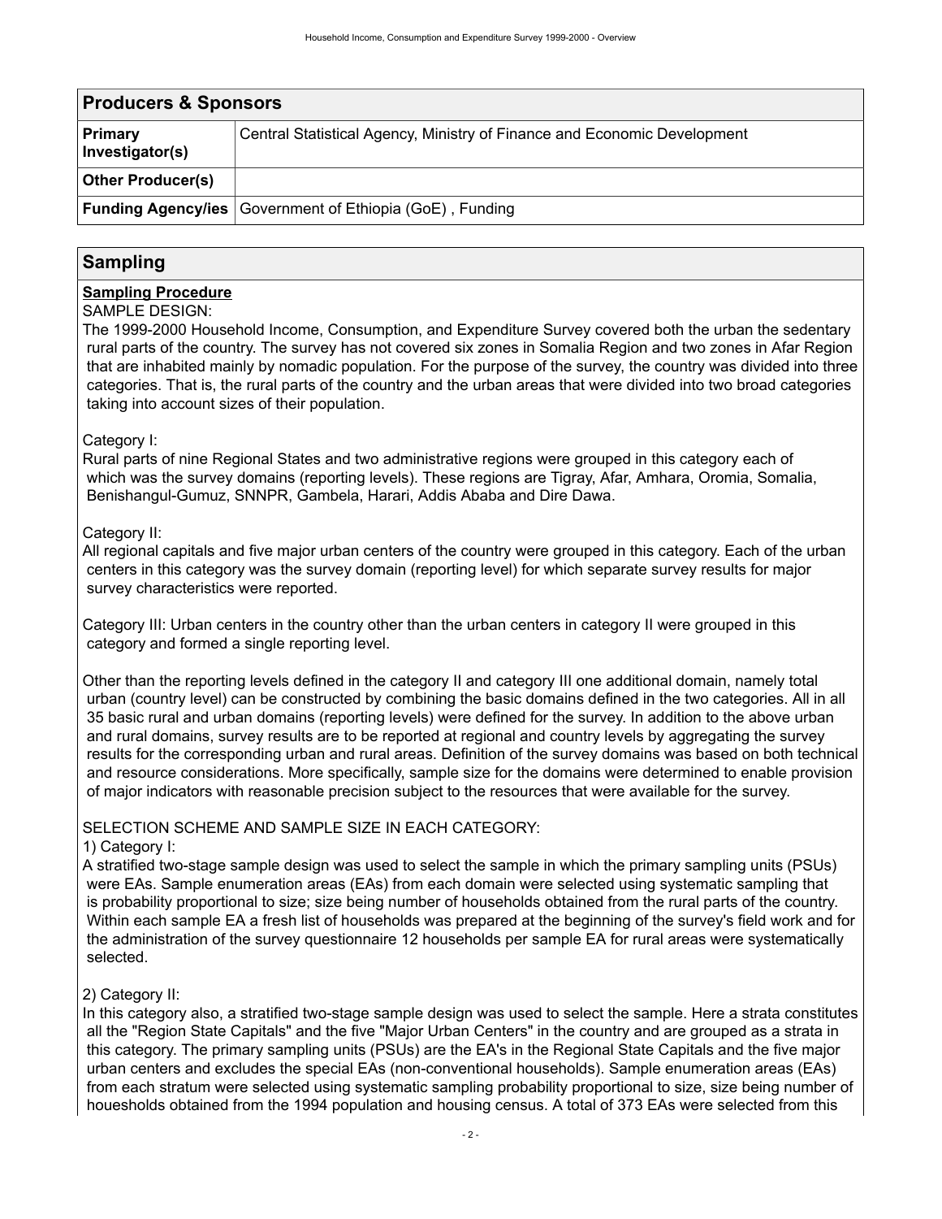## Producers & Sponsors

| | |
|---|---|
| **Primary Investigator(s)** | Central Statistical Agency, Ministry of Finance and Economic Development |
| **Other Producer(s)** | |
| **Funding Agency/ies** | Government of Ethiopia (GoE) , Funding |

## Sampling

**Sampling Procedure**

SAMPLE DESIGN:

The 1999-2000 Household Income, Consumption, and Expenditure Survey covered both the urban the sedentary rural parts of the country. The survey has not covered six zones in Somalia Region and two zones in Afar Region that are inhabited mainly by nomadic population. For the purpose of the survey, the country was divided into three categories. That is, the rural parts of the country and the urban areas that were divided into two broad categories taking into account sizes of their population.

Category I:

Rural parts of nine Regional States and two administrative regions were grouped in this category each of which was the survey domains (reporting levels). These regions are Tigray, Afar, Amhara, Oromia, Somalia, Benishangul-Gumuz, SNNPR, Gambela, Harari, Addis Ababa and Dire Dawa.

Category II:

All regional capitals and five major urban centers of the country were grouped in this category. Each of the urban centers in this category was the survey domain (reporting level) for which separate survey results for major survey characteristics were reported.

Category III: Urban centers in the country other than the urban centers in category II were grouped in this category and formed a single reporting level.

Other than the reporting levels defined in the category II and category III one additional domain, namely total urban (country level) can be constructed by combining the basic domains defined in the two categories. All in all 35 basic rural and urban domains (reporting levels) were defined for the survey. In addition to the above urban and rural domains, survey results are to be reported at regional and country levels by aggregating the survey results for the corresponding urban and rural areas. Definition of the survey domains was based on both technical and resource considerations. More specifically, sample size for the domains were determined to enable provision of major indicators with reasonable precision subject to the resources that were available for the survey.

SELECTION SCHEME AND SAMPLE SIZE IN EACH CATEGORY:

1) Category I:

A stratified two-stage sample design was used to select the sample in which the primary sampling units (PSUs) were EAs. Sample enumeration areas (EAs) from each domain were selected using systematic sampling that is probability proportional to size; size being number of households obtained from the rural parts of the country. Within each sample EA a fresh list of households was prepared at the beginning of the survey's field work and for the administration of the survey questionnaire 12 households per sample EA for rural areas were systematically selected.

2) Category II:

In this category also, a stratified two-stage sample design was used to select the sample. Here a strata constitutes all the "Region State Capitals" and the five "Major Urban Centers" in the country and are grouped as a strata in this category. The primary sampling units (PSUs) are the EA's in the Regional State Capitals and the five major urban centers and excludes the special EAs (non-conventional households). Sample enumeration areas (EAs) from each stratum were selected using systematic sampling probability proportional to size, size being number of houesholds obtained from the 1994 population and housing census. A total of 373 EAs were selected from this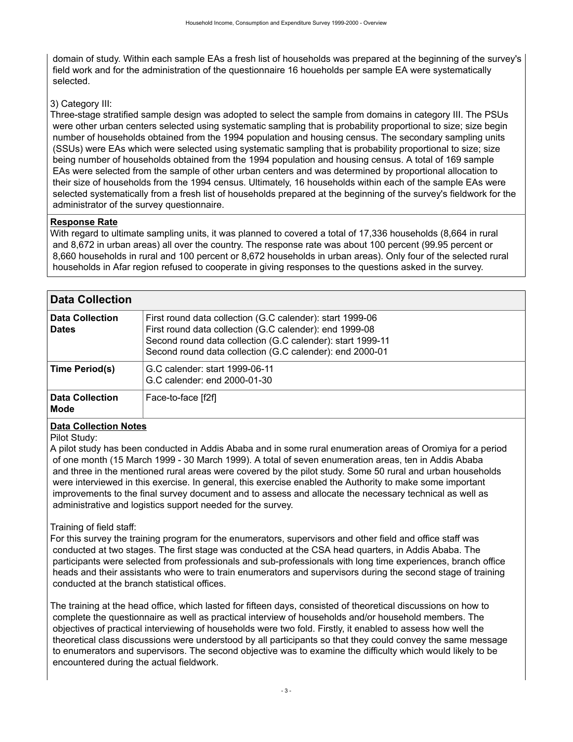domain of study. Within each sample EAs a fresh list of households was prepared at the beginning of the survey's field work and for the administration of the questionnaire 16 houeholds per sample EA were systematically selected.

3) Category III:
Three-stage stratified sample design was adopted to select the sample from domains in category III. The PSUs were other urban centers selected using systematic sampling that is probability proportional to size; size begin number of households obtained from the 1994 population and housing census. The secondary sampling units (SSUs) were EAs which were selected using systematic sampling that is probability proportional to size; size being number of households obtained from the 1994 population and housing census. A total of 169 sample EAs were selected from the sample of other urban centers and was determined by proportional allocation to their size of households from the 1994 census. Ultimately, 16 households within each of the sample EAs were selected systematically from a fresh list of households prepared at the beginning of the survey's fieldwork for the administrator of the survey questionnaire.

**Response Rate**

With regard to ultimate sampling units, it was planned to covered a total of 17,336 households (8,664 in rural and 8,672 in urban areas) all over the country. The response rate was about 100 percent (99.95 percent or 8,660 households in rural and 100 percent or 8,672 households in urban areas). Only four of the selected rural households in Afar region refused to cooperate in giving responses to the questions asked in the survey.

## Data Collection

| | |
|---|---|
| **Data Collection Dates** | First round data collection (G.C calender): start 1999-06<br>First round data collection (G.C calender): end 1999-08<br>Second round data collection (G.C calender): start 1999-11<br>Second round data collection (G.C calender): end 2000-01 |
| **Time Period(s)** | G.C calender: start 1999-06-11<br>G.C calender: end 2000-01-30 |
| **Data Collection Mode** | Face-to-face [f2f] |

**Data Collection Notes**

Pilot Study:
A pilot study has been conducted in Addis Ababa and in some rural enumeration areas of Oromiya for a period of one month (15 March 1999 - 30 March 1999). A total of seven enumeration areas, ten in Addis Ababa and three in the mentioned rural areas were covered by the pilot study. Some 50 rural and urban households were interviewed in this exercise. In general, this exercise enabled the Authority to make some important improvements to the final survey document and to assess and allocate the necessary technical as well as administrative and logistics support needed for the survey.

Training of field staff:
For this survey the training program for the enumerators, supervisors and other field and office staff was conducted at two stages. The first stage was conducted at the CSA head quarters, in Addis Ababa. The participants were selected from professionals and sub-professionals with long time experiences, branch office heads and their assistants who were to train enumerators and supervisors during the second stage of training conducted at the branch statistical offices.

The training at the head office, which lasted for fifteen days, consisted of theoretical discussions on how to complete the questionnaire as well as practical interview of households and/or household members. The objectives of practical interviewing of households were two fold. Firstly, it enabled to assess how well the theoretical class discussions were understood by all participants so that they could convey the same message to enumerators and supervisors. The second objective was to examine the difficulty which would likely to be encountered during the actual fieldwork.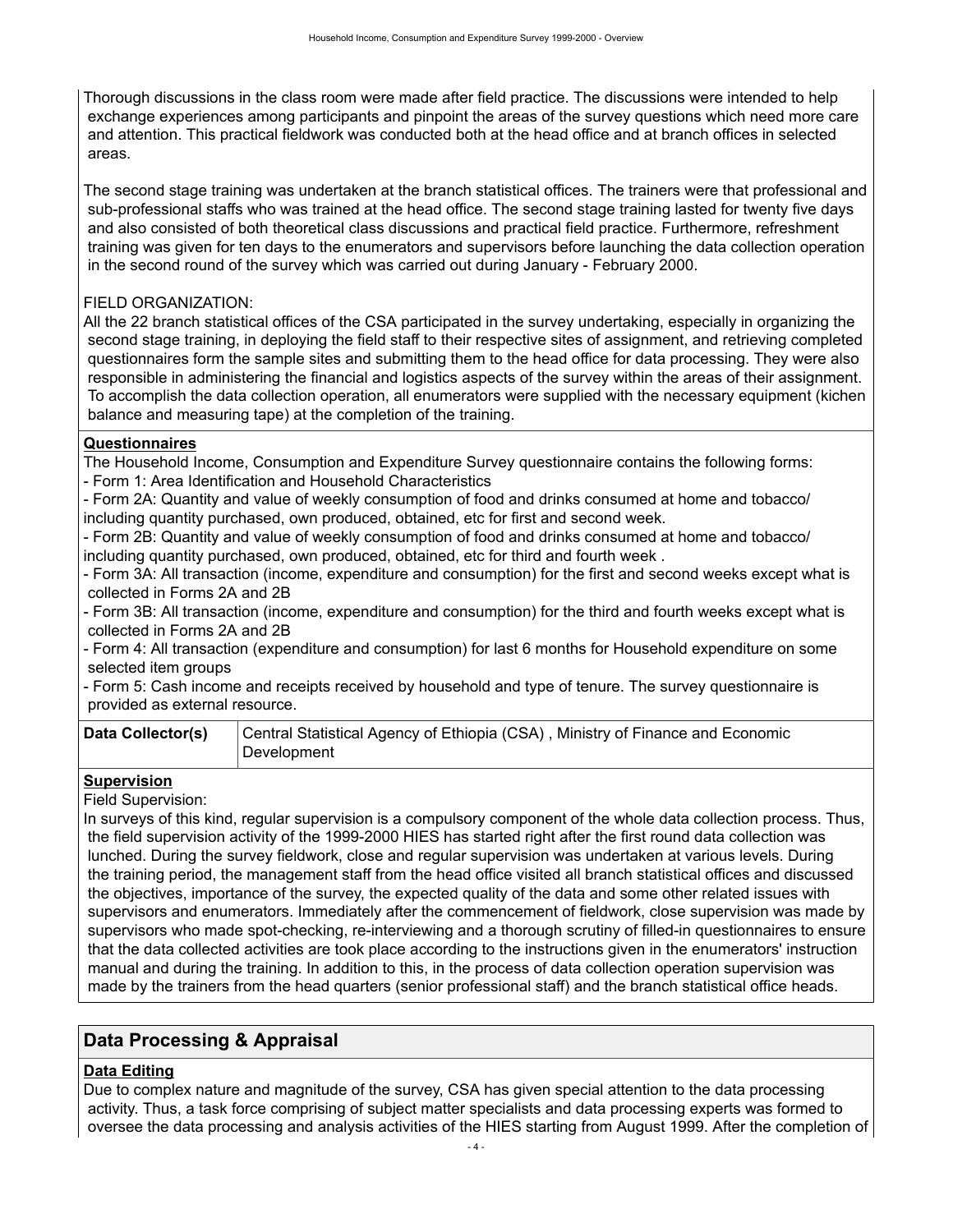Thorough discussions in the class room were made after field practice. The discussions were intended to help exchange experiences among participants and pinpoint the areas of the survey questions which need more care and attention. This practical fieldwork was conducted both at the head office and at branch offices in selected areas.

The second stage training was undertaken at the branch statistical offices. The trainers were that professional and sub-professional staffs who was trained at the head office. The second stage training lasted for twenty five days and also consisted of both theoretical class discussions and practical field practice. Furthermore, refreshment training was given for ten days to the enumerators and supervisors before launching the data collection operation in the second round of the survey which was carried out during January - February 2000.

FIELD ORGANIZATION:
All the 22 branch statistical offices of the CSA participated in the survey undertaking, especially in organizing the second stage training, in deploying the field staff to their respective sites of assignment, and retrieving completed questionnaires form the sample sites and submitting them to the head office for data processing. They were also responsible in administering the financial and logistics aspects of the survey within the areas of their assignment. To accomplish the data collection operation, all enumerators were supplied with the necessary equipment (kichen balance and measuring tape) at the completion of the training.

**Questionnaires**

The Household Income, Consumption and Expenditure Survey questionnaire contains the following forms:
- Form 1: Area Identification and Household Characteristics
- Form 2A: Quantity and value of weekly consumption of food and drinks consumed at home and tobacco/ including quantity purchased, own produced, obtained, etc for first and second week.
- Form 2B: Quantity and value of weekly consumption of food and drinks consumed at home and tobacco/ including quantity purchased, own produced, obtained, etc for third and fourth week .
- Form 3A: All transaction (income, expenditure and consumption) for the first and second weeks except what is collected in Forms 2A and 2B
- Form 3B: All transaction (income, expenditure and consumption) for the third and fourth weeks except what is collected in Forms 2A and 2B
- Form 4: All transaction (expenditure and consumption) for last 6 months for Household expenditure on some selected item groups
- Form 5: Cash income and receipts received by household and type of tenure. The survey questionnaire is provided as external resource.

| Data Collector(s) | Central Statistical Agency of Ethiopia (CSA) , Ministry of Finance and Economic Development |
|---|---|

**Supervision**

Field Supervision:
In surveys of this kind, regular supervision is a compulsory component of the whole data collection process. Thus, the field supervision activity of the 1999-2000 HIES has started right after the first round data collection was lunched. During the survey fieldwork, close and regular supervision was undertaken at various levels. During the training period, the management staff from the head office visited all branch statistical offices and discussed the objectives, importance of the survey, the expected quality of the data and some other related issues with supervisors and enumerators. Immediately after the commencement of fieldwork, close supervision was made by supervisors who made spot-checking, re-interviewing and a thorough scrutiny of filled-in questionnaires to ensure that the data collected activities are took place according to the instructions given in the enumerators' instruction manual and during the training. In addition to this, in the process of data collection operation supervision was made by the trainers from the head quarters (senior professional staff) and the branch statistical office heads.

## Data Processing & Appraisal

**Data Editing**

Due to complex nature and magnitude of the survey, CSA has given special attention to the data processing activity. Thus, a task force comprising of subject matter specialists and data processing experts was formed to oversee the data processing and analysis activities of the HIES starting from August 1999. After the completion of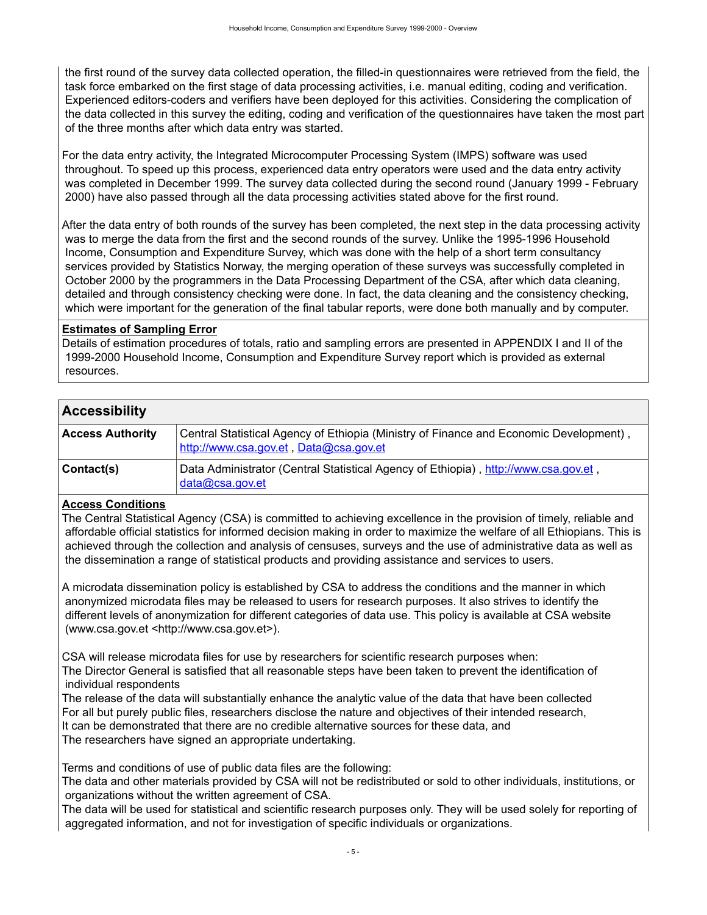the first round of the survey data collected operation, the filled-in questionnaires were retrieved from the field, the task force embarked on the first stage of data processing activities, i.e. manual editing, coding and verification. Experienced editors-coders and verifiers have been deployed for this activities. Considering the complication of the data collected in this survey the editing, coding and verification of the questionnaires have taken the most part of the three months after which data entry was started.

For the data entry activity, the Integrated Microcomputer Processing System (IMPS) software was used throughout. To speed up this process, experienced data entry operators were used and the data entry activity was completed in December 1999. The survey data collected during the second round (January 1999 - February 2000) have also passed through all the data processing activities stated above for the first round.

After the data entry of both rounds of the survey has been completed, the next step in the data processing activity was to merge the data from the first and the second rounds of the survey. Unlike the 1995-1996 Household Income, Consumption and Expenditure Survey, which was done with the help of a short term consultancy services provided by Statistics Norway, the merging operation of these surveys was successfully completed in October 2000 by the programmers in the Data Processing Department of the CSA, after which data cleaning, detailed and through consistency checking were done. In fact, the data cleaning and the consistency checking, which were important for the generation of the final tabular reports, were done both manually and by computer.

**Estimates of Sampling Error**

Details of estimation procedures of totals, ratio and sampling errors are presented in APPENDIX I and II of the 1999-2000 Household Income, Consumption and Expenditure Survey report which is provided as external resources.

## Accessibility

| | |
|---|---|
| **Access Authority** | Central Statistical Agency of Ethiopia (Ministry of Finance and Economic Development) , http://www.csa.gov.et , Data@csa.gov.et |
| **Contact(s)** | Data Administrator (Central Statistical Agency of Ethiopia) , http://www.csa.gov.et , data@csa.gov.et |

**Access Conditions**

The Central Statistical Agency (CSA) is committed to achieving excellence in the provision of timely, reliable and affordable official statistics for informed decision making in order to maximize the welfare of all Ethiopians. This is achieved through the collection and analysis of censuses, surveys and the use of administrative data as well as the dissemination a range of statistical products and providing assistance and services to users.

A microdata dissemination policy is established by CSA to address the conditions and the manner in which anonymized microdata files may be released to users for research purposes. It also strives to identify the different levels of anonymization for different categories of data use. This policy is available at CSA website (www.csa.gov.et <http://www.csa.gov.et>).

CSA will release microdata files for use by researchers for scientific research purposes when:
The Director General is satisfied that all reasonable steps have been taken to prevent the identification of individual respondents
The release of the data will substantially enhance the analytic value of the data that have been collected
For all but purely public files, researchers disclose the nature and objectives of their intended research,
It can be demonstrated that there are no credible alternative sources for these data, and
The researchers have signed an appropriate undertaking.

Terms and conditions of use of public data files are the following:
The data and other materials provided by CSA will not be redistributed or sold to other individuals, institutions, or organizations without the written agreement of CSA.
The data will be used for statistical and scientific research purposes only. They will be used solely for reporting of aggregated information, and not for investigation of specific individuals or organizations.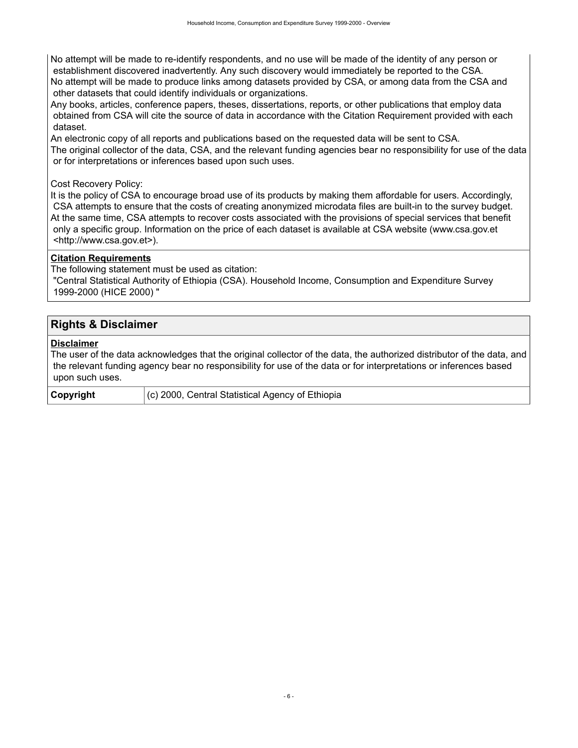No attempt will be made to re-identify respondents, and no use will be made of the identity of any person or establishment discovered inadvertently. Any such discovery would immediately be reported to the CSA.
No attempt will be made to produce links among datasets provided by CSA, or among data from the CSA and other datasets that could identify individuals or organizations.
Any books, articles, conference papers, theses, dissertations, reports, or other publications that employ data obtained from CSA will cite the source of data in accordance with the Citation Requirement provided with each dataset.
An electronic copy of all reports and publications based on the requested data will be sent to CSA.
The original collector of the data, CSA, and the relevant funding agencies bear no responsibility for use of the data or for interpretations or inferences based upon such uses.

Cost Recovery Policy:
It is the policy of CSA to encourage broad use of its products by making them affordable for users. Accordingly, CSA attempts to ensure that the costs of creating anonymized microdata files are built-in to the survey budget. At the same time, CSA attempts to recover costs associated with the provisions of special services that benefit only a specific group. Information on the price of each dataset is available at CSA website (www.csa.gov.et <http://www.csa.gov.et>).

**Citation Requirements**

The following statement must be used as citation:
"Central Statistical Authority of Ethiopia (CSA). Household Income, Consumption and Expenditure Survey 1999-2000 (HICE 2000) "

## Rights & Disclaimer

**Disclaimer**

The user of the data acknowledges that the original collector of the data, the authorized distributor of the data, and the relevant funding agency bear no responsibility for use of the data or for interpretations or inferences based upon such uses.

| **Copyright** | (c) 2000, Central Statistical Agency of Ethiopia |
|---|---|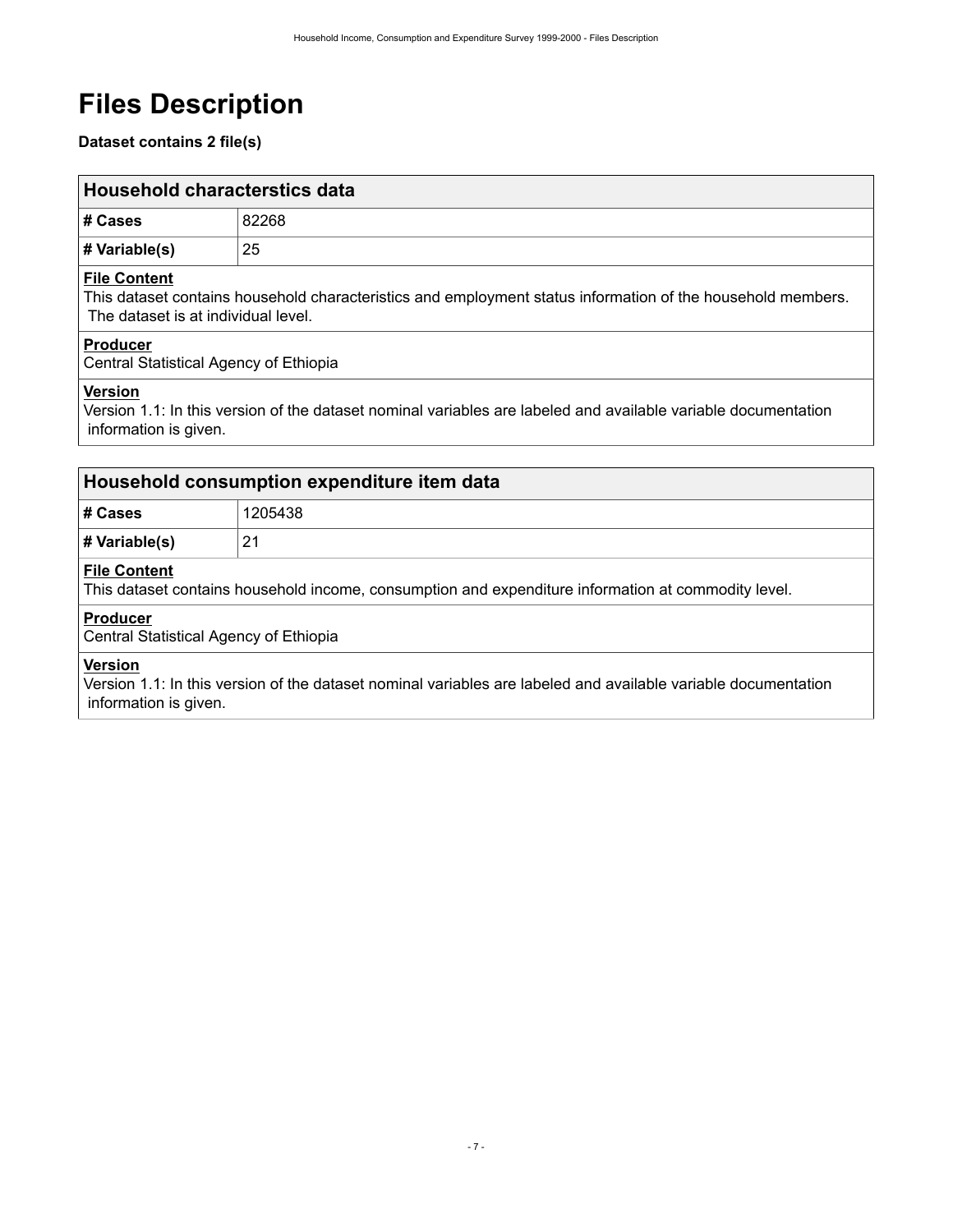# Files Description

**Dataset contains 2 file(s)**

## Household characterstics data

| # Cases | 82268 |
| --- | --- |
| # Variable(s) | 25 |

**File Content**

This dataset contains household characteristics and employment status information of the household members. The dataset is at individual level.

**Producer**

Central Statistical Agency of Ethiopia

**Version**

Version 1.1: In this version of the dataset nominal variables are labeled and available variable documentation information is given.

## Household consumption expenditure item data

| # Cases | 1205438 |
| --- | --- |
| # Variable(s) | 21 |

**File Content**

This dataset contains household income, consumption and expenditure information at commodity level.

**Producer**

Central Statistical Agency of Ethiopia

**Version**

Version 1.1: In this version of the dataset nominal variables are labeled and available variable documentation information is given.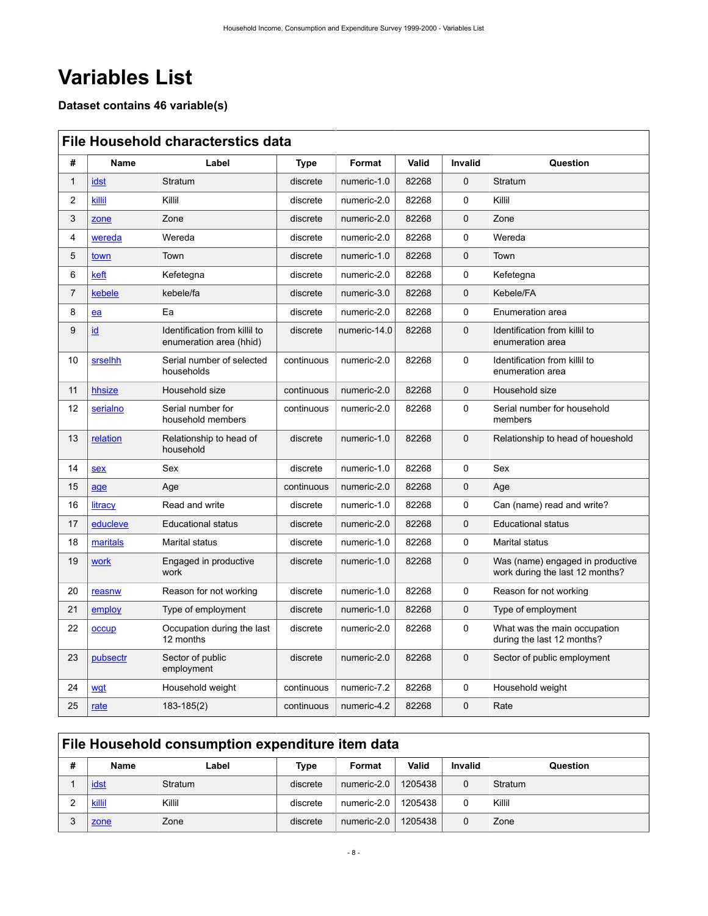# Variables List

### Dataset contains 46 variable(s)

## File Household characterstics data

| # | Name | Label | Type | Format | Valid | Invalid | Question |
|---|---|---|---|---|---|---|---|
| 1 | idst | Stratum | discrete | numeric-1.0 | 82268 | 0 | Stratum |
| 2 | killil | Killil | discrete | numeric-2.0 | 82268 | 0 | Killil |
| 3 | zone | Zone | discrete | numeric-2.0 | 82268 | 0 | Zone |
| 4 | wereda | Wereda | discrete | numeric-2.0 | 82268 | 0 | Wereda |
| 5 | town | Town | discrete | numeric-1.0 | 82268 | 0 | Town |
| 6 | keft | Kefetegna | discrete | numeric-2.0 | 82268 | 0 | Kefetegna |
| 7 | kebele | kebele/fa | discrete | numeric-3.0 | 82268 | 0 | Kebele/FA |
| 8 | ea | Ea | discrete | numeric-2.0 | 82268 | 0 | Enumeration area |
| 9 | id | Identification from killil to enumeration area (hhid) | discrete | numeric-14.0 | 82268 | 0 | Identification from killil to enumeration area |
| 10 | srselhh | Serial number of selected households | continuous | numeric-2.0 | 82268 | 0 | Identification from killil to enumeration area |
| 11 | hhsize | Household size | continuous | numeric-2.0 | 82268 | 0 | Household size |
| 12 | serialno | Serial number for household members | continuous | numeric-2.0 | 82268 | 0 | Serial number for household members |
| 13 | relation | Relationship to head of household | discrete | numeric-1.0 | 82268 | 0 | Relationship to head of houeshold |
| 14 | sex | Sex | discrete | numeric-1.0 | 82268 | 0 | Sex |
| 15 | age | Age | continuous | numeric-2.0 | 82268 | 0 | Age |
| 16 | litracy | Read and write | discrete | numeric-1.0 | 82268 | 0 | Can (name) read and write? |
| 17 | educleve | Educational status | discrete | numeric-2.0 | 82268 | 0 | Educational status |
| 18 | maritals | Marital status | discrete | numeric-1.0 | 82268 | 0 | Marital status |
| 19 | work | Engaged in productive work | discrete | numeric-1.0 | 82268 | 0 | Was (name) engaged in productive work during the last 12 months? |
| 20 | reasnw | Reason for not working | discrete | numeric-1.0 | 82268 | 0 | Reason for not working |
| 21 | employ | Type of employment | discrete | numeric-1.0 | 82268 | 0 | Type of employment |
| 22 | occup | Occupation during the last 12 months | discrete | numeric-2.0 | 82268 | 0 | What was the main occupation during the last 12 months? |
| 23 | pubsectr | Sector of public employment | discrete | numeric-2.0 | 82268 | 0 | Sector of public employment |
| 24 | wgt | Household weight | continuous | numeric-7.2 | 82268 | 0 | Household weight |
| 25 | rate | 183-185(2) | continuous | numeric-4.2 | 82268 | 0 | Rate |

## File Household consumption expenditure item data

| # | Name | Label | Type | Format | Valid | Invalid | Question |
|---|---|---|---|---|---|---|---|
| 1 | idst | Stratum | discrete | numeric-2.0 | 1205438 | 0 | Stratum |
| 2 | killil | Killil | discrete | numeric-2.0 | 1205438 | 0 | Killil |
| 3 | zone | Zone | discrete | numeric-2.0 | 1205438 | 0 | Zone |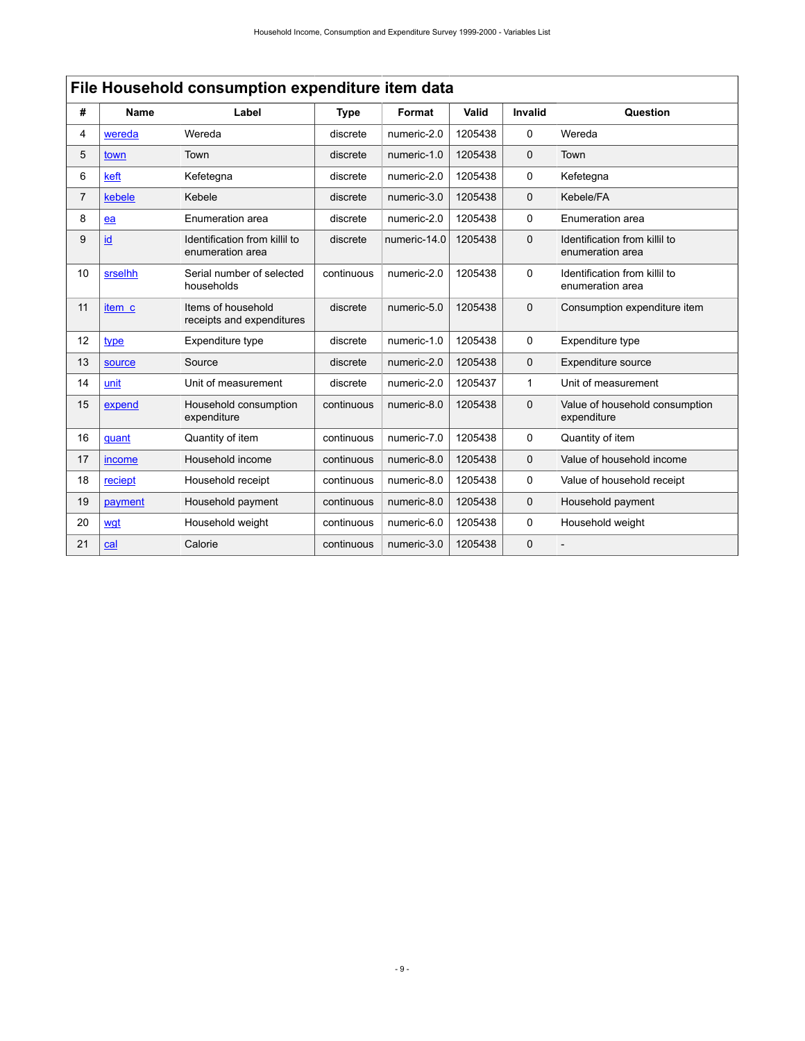## File Household consumption expenditure item data

| # | Name | Label | Type | Format | Valid | Invalid | Question |
|---|---|---|---|---|---|---|---|
| 4 | wereda | Wereda | discrete | numeric-2.0 | 1205438 | 0 | Wereda |
| 5 | town | Town | discrete | numeric-1.0 | 1205438 | 0 | Town |
| 6 | keft | Kefetegna | discrete | numeric-2.0 | 1205438 | 0 | Kefetegna |
| 7 | kebele | Kebele | discrete | numeric-3.0 | 1205438 | 0 | Kebele/FA |
| 8 | ea | Enumeration area | discrete | numeric-2.0 | 1205438 | 0 | Enumeration area |
| 9 | id | Identification from killil to enumeration area | discrete | numeric-14.0 | 1205438 | 0 | Identification from killil to enumeration area |
| 10 | srselhh | Serial number of selected households | continuous | numeric-2.0 | 1205438 | 0 | Identification from killil to enumeration area |
| 11 | item_c | Items of household receipts and expenditures | discrete | numeric-5.0 | 1205438 | 0 | Consumption expenditure item |
| 12 | type | Expenditure type | discrete | numeric-1.0 | 1205438 | 0 | Expenditure type |
| 13 | source | Source | discrete | numeric-2.0 | 1205438 | 0 | Expenditure source |
| 14 | unit | Unit of measurement | discrete | numeric-2.0 | 1205437 | 1 | Unit of measurement |
| 15 | expend | Household consumption expenditure | continuous | numeric-8.0 | 1205438 | 0 | Value of household consumption expenditure |
| 16 | quant | Quantity of item | continuous | numeric-7.0 | 1205438 | 0 | Quantity of item |
| 17 | income | Household income | continuous | numeric-8.0 | 1205438 | 0 | Value of household income |
| 18 | reciept | Household receipt | continuous | numeric-8.0 | 1205438 | 0 | Value of household receipt |
| 19 | payment | Household payment | continuous | numeric-8.0 | 1205438 | 0 | Household payment |
| 20 | wgt | Household weight | continuous | numeric-6.0 | 1205438 | 0 | Household weight |
| 21 | cal | Calorie | continuous | numeric-3.0 | 1205438 | 0 | - |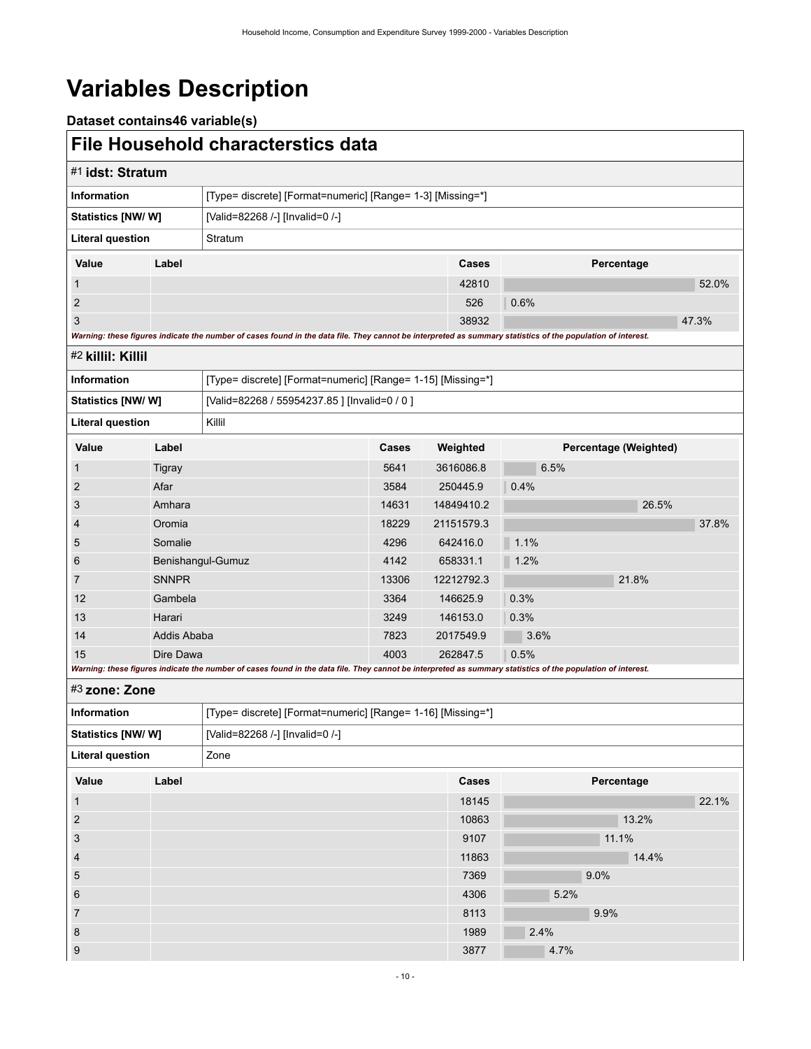# Variables Description

### Dataset contains46 variable(s)

## File Household characterstics data

### #1 idst: Stratum

| | |
|---|---|
| **Information** | [Type= discrete] [Format=numeric] [Range= 1-3] [Missing=*] |
| **Statistics [NW/ W]** | [Valid=82268 /-] [Invalid=0 /-] |
| **Literal question** | Stratum |

| Value | Label | Cases | Percentage |
|---|---|---|---|
| 1 | | 42810 | 52.0% |
| 2 | | 526 | 0.6% |
| 3 | | 38932 | 47.3% |

*Warning: these figures indicate the number of cases found in the data file. They cannot be interpreted as summary statistics of the population of interest.*

### #2 killil: Killil

| | |
|---|---|
| **Information** | [Type= discrete] [Format=numeric] [Range= 1-15] [Missing=*] |
| **Statistics [NW/ W]** | [Valid=82268 / 55954237.85 ] [Invalid=0 / 0 ] |
| **Literal question** | Killil |

| Value | Label | Cases | Weighted | Percentage (Weighted) |
|---|---|---|---|---|
| 1 | Tigray | 5641 | 3616086.8 | 6.5% |
| 2 | Afar | 3584 | 250445.9 | 0.4% |
| 3 | Amhara | 14631 | 14849410.2 | 26.5% |
| 4 | Oromia | 18229 | 21151579.3 | 37.8% |
| 5 | Somalie | 4296 | 642416.0 | 1.1% |
| 6 | Benishangul-Gumuz | 4142 | 658331.1 | 1.2% |
| 7 | SNNPR | 13306 | 12212792.3 | 21.8% |
| 12 | Gambela | 3364 | 146625.9 | 0.3% |
| 13 | Harari | 3249 | 146153.0 | 0.3% |
| 14 | Addis Ababa | 7823 | 2017549.9 | 3.6% |
| 15 | Dire Dawa | 4003 | 262847.5 | 0.5% |

*Warning: these figures indicate the number of cases found in the data file. They cannot be interpreted as summary statistics of the population of interest.*

### #3 zone: Zone

| | |
|---|---|
| **Information** | [Type= discrete] [Format=numeric] [Range= 1-16] [Missing=*] |
| **Statistics [NW/ W]** | [Valid=82268 /-] [Invalid=0 /-] |
| **Literal question** | Zone |

| Value | Label | Cases | Percentage |
|---|---|---|---|
| 1 | | 18145 | 22.1% |
| 2 | | 10863 | 13.2% |
| 3 | | 9107 | 11.1% |
| 4 | | 11863 | 14.4% |
| 5 | | 7369 | 9.0% |
| 6 | | 4306 | 5.2% |
| 7 | | 8113 | 9.9% |
| 8 | | 1989 | 2.4% |
| 9 | | 3877 | 4.7% |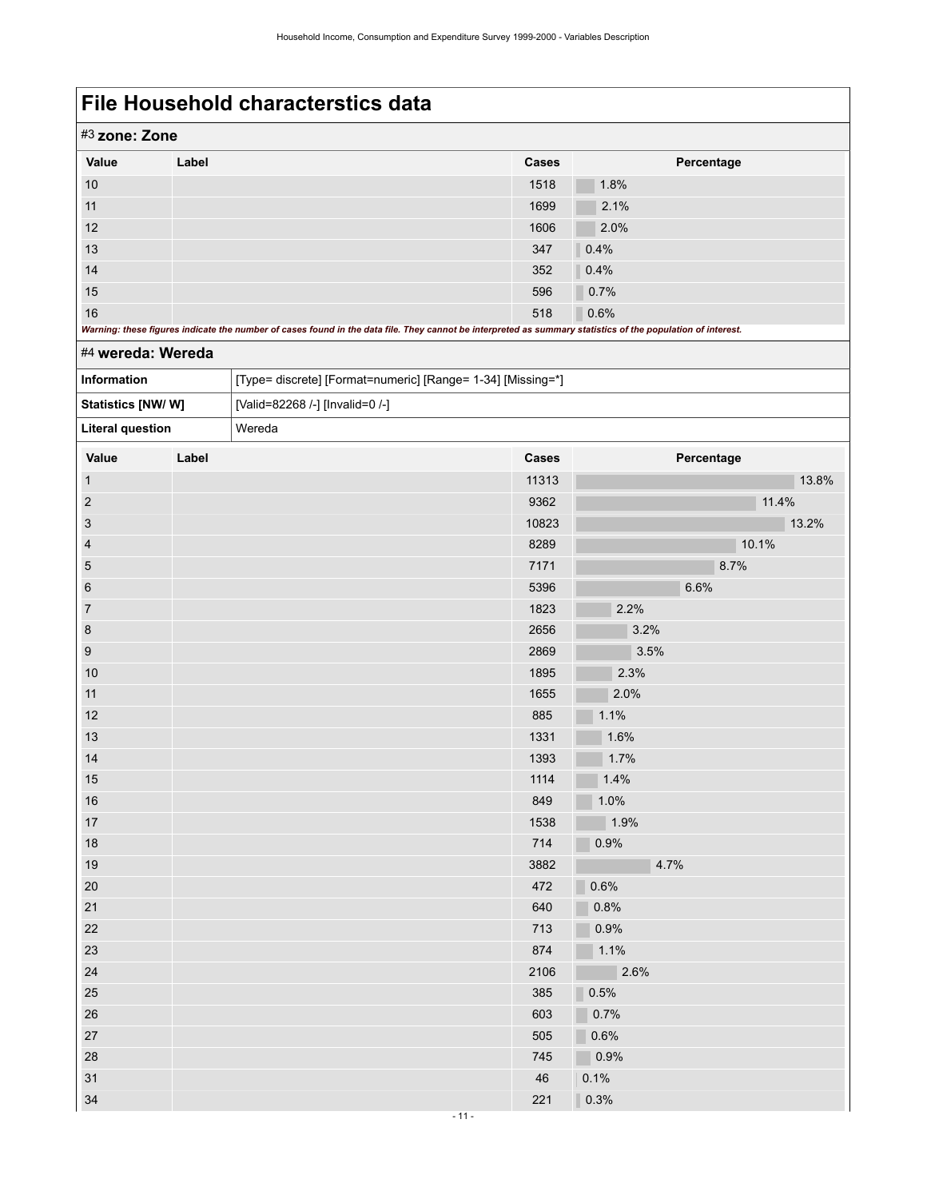# File Household characterstics data

## #3 zone: Zone

| Value | Label | Cases | Percentage |
|---|---|---|---|
| 10 | | 1518 | 1.8% |
| 11 | | 1699 | 2.1% |
| 12 | | 1606 | 2.0% |
| 13 | | 347 | 0.4% |
| 14 | | 352 | 0.4% |
| 15 | | 596 | 0.7% |
| 16 | | 518 | 0.6% |

*Warning: these figures indicate the number of cases found in the data file. They cannot be interpreted as summary statistics of the population of interest.*

## #4 wereda: Wereda

| | |
|---|---|
| **Information** | [Type= discrete] [Format=numeric] [Range= 1-34] [Missing=*] |
| **Statistics [NW/ W]** | [Valid=82268 /-] [Invalid=0 /-] |
| **Literal question** | Wereda |

| Value | Label | Cases | Percentage |
|---|---|---|---|
| 1 | | 11313 | 13.8% |
| 2 | | 9362 | 11.4% |
| 3 | | 10823 | 13.2% |
| 4 | | 8289 | 10.1% |
| 5 | | 7171 | 8.7% |
| 6 | | 5396 | 6.6% |
| 7 | | 1823 | 2.2% |
| 8 | | 2656 | 3.2% |
| 9 | | 2869 | 3.5% |
| 10 | | 1895 | 2.3% |
| 11 | | 1655 | 2.0% |
| 12 | | 885 | 1.1% |
| 13 | | 1331 | 1.6% |
| 14 | | 1393 | 1.7% |
| 15 | | 1114 | 1.4% |
| 16 | | 849 | 1.0% |
| 17 | | 1538 | 1.9% |
| 18 | | 714 | 0.9% |
| 19 | | 3882 | 4.7% |
| 20 | | 472 | 0.6% |
| 21 | | 640 | 0.8% |
| 22 | | 713 | 0.9% |
| 23 | | 874 | 1.1% |
| 24 | | 2106 | 2.6% |
| 25 | | 385 | 0.5% |
| 26 | | 603 | 0.7% |
| 27 | | 505 | 0.6% |
| 28 | | 745 | 0.9% |
| 31 | | 46 | 0.1% |
| 34 | | 221 | 0.3% |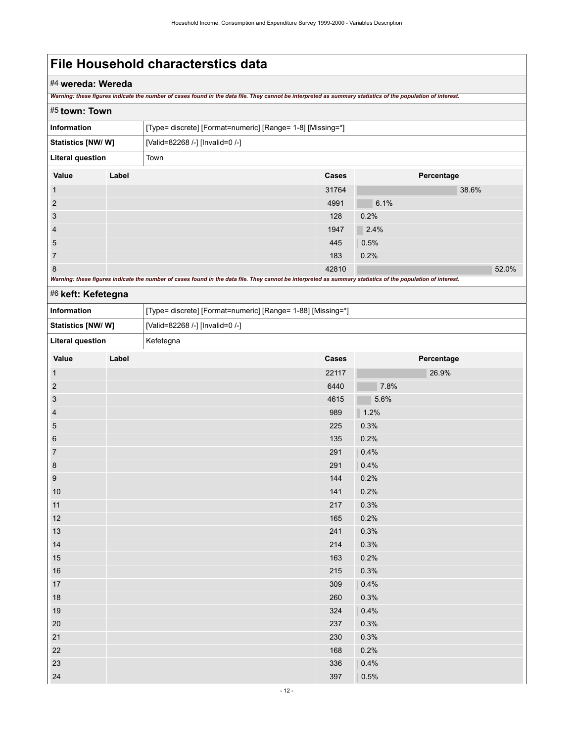# File Household characterstics data

## #4 wereda: Wereda

*Warning: these figures indicate the number of cases found in the data file. They cannot be interpreted as summary statistics of the population of interest.*

## #5 town: Town

| | |
|---|---|
| **Information** | [Type= discrete] [Format=numeric] [Range= 1-8] [Missing=*] |
| **Statistics [NW/ W]** | [Valid=82268 /-] [Invalid=0 /-] |
| **Literal question** | Town |

| Value | Label | Cases | Percentage |
|---|---|---|---|
| 1 | | 31764 | 38.6% |
| 2 | | 4991 | 6.1% |
| 3 | | 128 | 0.2% |
| 4 | | 1947 | 2.4% |
| 5 | | 445 | 0.5% |
| 7 | | 183 | 0.2% |
| 8 | | 42810 | 52.0% |

*Warning: these figures indicate the number of cases found in the data file. They cannot be interpreted as summary statistics of the population of interest.*

## #6 keft: Kefetegna

| | |
|---|---|
| **Information** | [Type= discrete] [Format=numeric] [Range= 1-88] [Missing=*] |
| **Statistics [NW/ W]** | [Valid=82268 /-] [Invalid=0 /-] |
| **Literal question** | Kefetegna |

| Value | Label | Cases | Percentage |
|---|---|---|---|
| 1 | | 22117 | 26.9% |
| 2 | | 6440 | 7.8% |
| 3 | | 4615 | 5.6% |
| 4 | | 989 | 1.2% |
| 5 | | 225 | 0.3% |
| 6 | | 135 | 0.2% |
| 7 | | 291 | 0.4% |
| 8 | | 291 | 0.4% |
| 9 | | 144 | 0.2% |
| 10 | | 141 | 0.2% |
| 11 | | 217 | 0.3% |
| 12 | | 165 | 0.2% |
| 13 | | 241 | 0.3% |
| 14 | | 214 | 0.3% |
| 15 | | 163 | 0.2% |
| 16 | | 215 | 0.3% |
| 17 | | 309 | 0.4% |
| 18 | | 260 | 0.3% |
| 19 | | 324 | 0.4% |
| 20 | | 237 | 0.3% |
| 21 | | 230 | 0.3% |
| 22 | | 168 | 0.2% |
| 23 | | 336 | 0.4% |
| 24 | | 397 | 0.5% |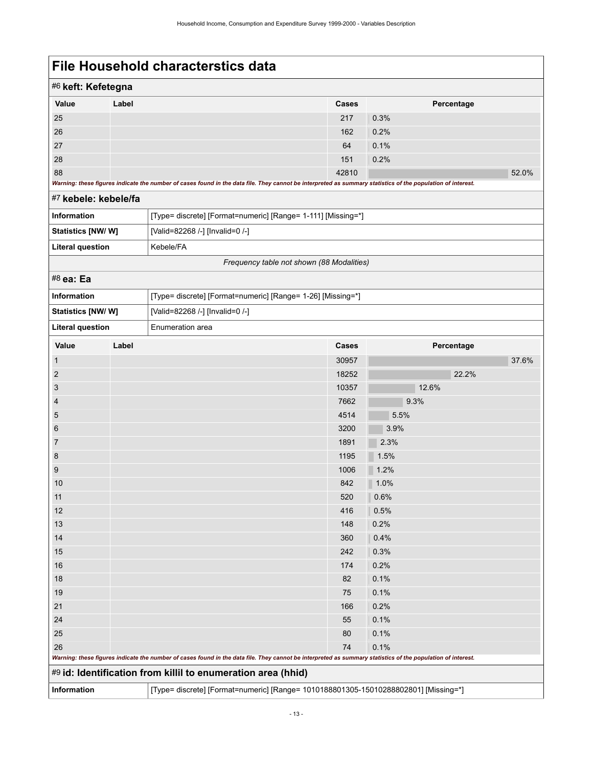# File Household characterstics data

## #6 keft: Kefetegna

| Value | Label | Cases | Percentage |
|---|---|---|---|
| 25 | | 217 | 0.3% |
| 26 | | 162 | 0.2% |
| 27 | | 64 | 0.1% |
| 28 | | 151 | 0.2% |
| 88 | | 42810 | 52.0% |

*Warning: these figures indicate the number of cases found in the data file. They cannot be interpreted as summary statistics of the population of interest.*

## #7 kebele: kebele/fa

| | |
|---|---|
| **Information** | [Type= discrete] [Format=numeric] [Range= 1-111] [Missing=*] |
| **Statistics [NW/ W]** | [Valid=82268 /-] [Invalid=0 /-] |
| **Literal question** | Kebele/FA |

*Frequency table not shown (88 Modalities)*

## #8 ea: Ea

| | |
|---|---|
| **Information** | [Type= discrete] [Format=numeric] [Range= 1-26] [Missing=*] |
| **Statistics [NW/ W]** | [Valid=82268 /-] [Invalid=0 /-] |
| **Literal question** | Enumeration area |

| Value | Label | Cases | Percentage |
|---|---|---|---|
| 1 | | 30957 | 37.6% |
| 2 | | 18252 | 22.2% |
| 3 | | 10357 | 12.6% |
| 4 | | 7662 | 9.3% |
| 5 | | 4514 | 5.5% |
| 6 | | 3200 | 3.9% |
| 7 | | 1891 | 2.3% |
| 8 | | 1195 | 1.5% |
| 9 | | 1006 | 1.2% |
| 10 | | 842 | 1.0% |
| 11 | | 520 | 0.6% |
| 12 | | 416 | 0.5% |
| 13 | | 148 | 0.2% |
| 14 | | 360 | 0.4% |
| 15 | | 242 | 0.3% |
| 16 | | 174 | 0.2% |
| 18 | | 82 | 0.1% |
| 19 | | 75 | 0.1% |
| 21 | | 166 | 0.2% |
| 24 | | 55 | 0.1% |
| 25 | | 80 | 0.1% |
| 26 | | 74 | 0.1% |

*Warning: these figures indicate the number of cases found in the data file. They cannot be interpreted as summary statistics of the population of interest.*

## #9 id: Identification from killil to enumeration area (hhid)

| | |
|---|---|
| **Information** | [Type= discrete] [Format=numeric] [Range= 1010188801305-15010288802801] [Missing=*] |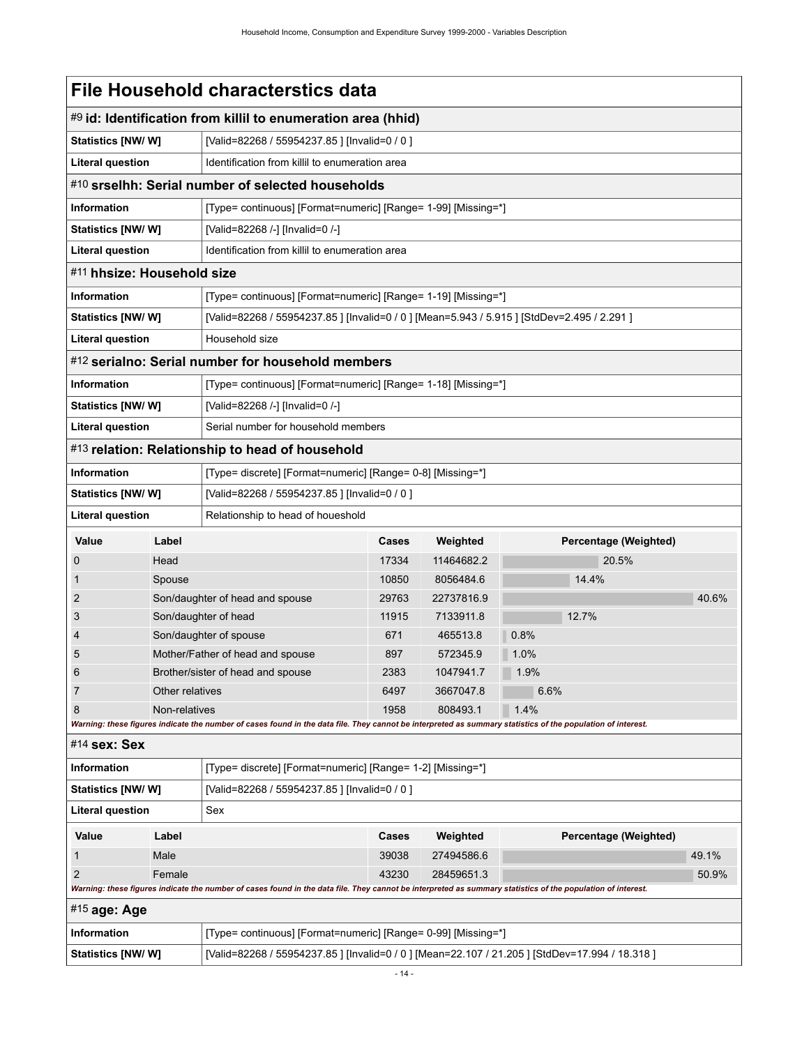# File Household characterstics data

## #9 id: Identification from killil to enumeration area (hhid)

| | |
|---|---|
| **Statistics [NW/ W]** | [Valid=82268 / 55954237.85 ] [Invalid=0 / 0 ] |
| **Literal question** | Identification from killil to enumeration area |

## #10 srselhh: Serial number of selected households

| | |
|---|---|
| **Information** | [Type= continuous] [Format=numeric] [Range= 1-99] [Missing=*] |
| **Statistics [NW/ W]** | [Valid=82268 /-] [Invalid=0 /-] |
| **Literal question** | Identification from killil to enumeration area |

## #11 hhsize: Household size

| | |
|---|---|
| **Information** | [Type= continuous] [Format=numeric] [Range= 1-19] [Missing=*] |
| **Statistics [NW/ W]** | [Valid=82268 / 55954237.85 ] [Invalid=0 / 0 ] [Mean=5.943 / 5.915 ] [StdDev=2.495 / 2.291 ] |
| **Literal question** | Household size |

## #12 serialno: Serial number for household members

| | |
|---|---|
| **Information** | [Type= continuous] [Format=numeric] [Range= 1-18] [Missing=*] |
| **Statistics [NW/ W]** | [Valid=82268 /-] [Invalid=0 /-] |
| **Literal question** | Serial number for household members |

## #13 relation: Relationship to head of household

| | |
|---|---|
| **Information** | [Type= discrete] [Format=numeric] [Range= 0-8] [Missing=*] |
| **Statistics [NW/ W]** | [Valid=82268 / 55954237.85 ] [Invalid=0 / 0 ] |
| **Literal question** | Relationship to head of houeshold |

| Value | Label | Cases | Weighted | Percentage (Weighted) |
|---|---|---|---|---|
| 0 | Head | 17334 | 11464682.2 | 20.5% |
| 1 | Spouse | 10850 | 8056484.6 | 14.4% |
| 2 | Son/daughter of head and spouse | 29763 | 22737816.9 | 40.6% |
| 3 | Son/daughter of head | 11915 | 7133911.8 | 12.7% |
| 4 | Son/daughter of spouse | 671 | 465513.8 | 0.8% |
| 5 | Mother/Father of head and spouse | 897 | 572345.9 | 1.0% |
| 6 | Brother/sister of head and spouse | 2383 | 1047941.7 | 1.9% |
| 7 | Other relatives | 6497 | 3667047.8 | 6.6% |
| 8 | Non-relatives | 1958 | 808493.1 | 1.4% |

*Warning: these figures indicate the number of cases found in the data file. They cannot be interpreted as summary statistics of the population of interest.*

## #14 sex: Sex

| | |
|---|---|
| **Information** | [Type= discrete] [Format=numeric] [Range= 1-2] [Missing=*] |
| **Statistics [NW/ W]** | [Valid=82268 / 55954237.85 ] [Invalid=0 / 0 ] |
| **Literal question** | Sex |

| Value | Label | Cases | Weighted | Percentage (Weighted) |
|---|---|---|---|---|
| 1 | Male | 39038 | 27494586.6 | 49.1% |
| 2 | Female | 43230 | 28459651.3 | 50.9% |

*Warning: these figures indicate the number of cases found in the data file. They cannot be interpreted as summary statistics of the population of interest.*

## #15 age: Age

| | |
|---|---|
| **Information** | [Type= continuous] [Format=numeric] [Range= 0-99] [Missing=*] |
| **Statistics [NW/ W]** | [Valid=82268 / 55954237.85 ] [Invalid=0 / 0 ] [Mean=22.107 / 21.205 ] [StdDev=17.994 / 18.318 ] |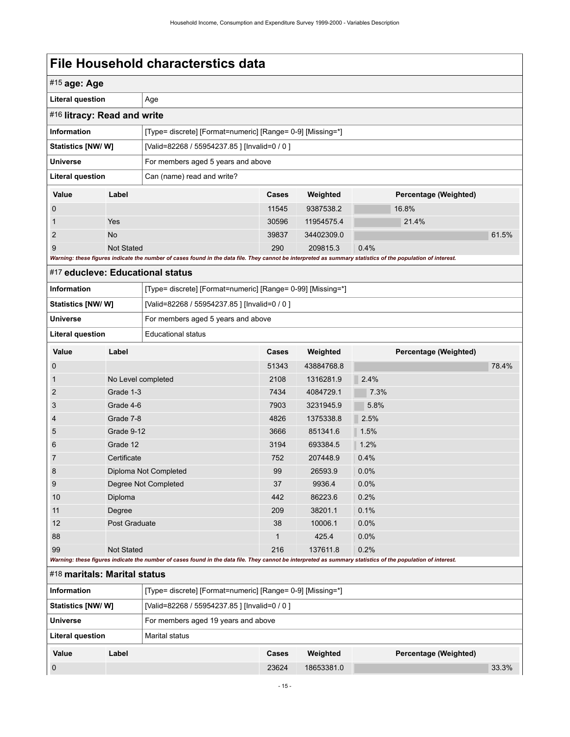# File Household characterstics data

## #15 age: Age

| Literal question | Age |
|---|---|

## #16 litracy: Read and write

| Information | [Type= discrete] [Format=numeric] [Range= 0-9] [Missing=*] |
|---|---|
| Statistics [NW/ W] | [Valid=82268 / 55954237.85 ] [Invalid=0 / 0 ] |
| Universe | For members aged 5 years and above |
| Literal question | Can (name) read and write? |

| Value | Label | Cases | Weighted | Percentage (Weighted) |
|---|---|---|---|---|
| 0 | | 11545 | 9387538.2 | 16.8% |
| 1 | Yes | 30596 | 11954575.4 | 21.4% |
| 2 | No | 39837 | 34402309.0 | 61.5% |
| 9 | Not Stated | 290 | 209815.3 | 0.4% |

*Warning: these figures indicate the number of cases found in the data file. They cannot be interpreted as summary statistics of the population of interest.*

## #17 educleve: Educational status

| Information | [Type= discrete] [Format=numeric] [Range= 0-99] [Missing=*] |
|---|---|
| Statistics [NW/ W] | [Valid=82268 / 55954237.85 ] [Invalid=0 / 0 ] |
| Universe | For members aged 5 years and above |
| Literal question | Educational status |

| Value | Label | Cases | Weighted | Percentage (Weighted) |
|---|---|---|---|---|
| 0 | | 51343 | 43884768.8 | 78.4% |
| 1 | No Level completed | 2108 | 1316281.9 | 2.4% |
| 2 | Grade 1-3 | 7434 | 4084729.1 | 7.3% |
| 3 | Grade 4-6 | 7903 | 3231945.9 | 5.8% |
| 4 | Grade 7-8 | 4826 | 1375338.8 | 2.5% |
| 5 | Grade 9-12 | 3666 | 851341.6 | 1.5% |
| 6 | Grade 12 | 3194 | 693384.5 | 1.2% |
| 7 | Certificate | 752 | 207448.9 | 0.4% |
| 8 | Diploma Not Completed | 99 | 26593.9 | 0.0% |
| 9 | Degree Not Completed | 37 | 9936.4 | 0.0% |
| 10 | Diploma | 442 | 86223.6 | 0.2% |
| 11 | Degree | 209 | 38201.1 | 0.1% |
| 12 | Post Graduate | 38 | 10006.1 | 0.0% |
| 88 | | 1 | 425.4 | 0.0% |
| 99 | Not Stated | 216 | 137611.8 | 0.2% |

*Warning: these figures indicate the number of cases found in the data file. They cannot be interpreted as summary statistics of the population of interest.*

## #18 maritals: Marital status

| Information | [Type= discrete] [Format=numeric] [Range= 0-9] [Missing=*] |
|---|---|
| Statistics [NW/ W] | [Valid=82268 / 55954237.85 ] [Invalid=0 / 0 ] |
| Universe | For members aged 19 years and above |
| Literal question | Marital status |

| Value | Label | Cases | Weighted | Percentage (Weighted) |
|---|---|---|---|---|
| 0 | | 23624 | 18653381.0 | 33.3% |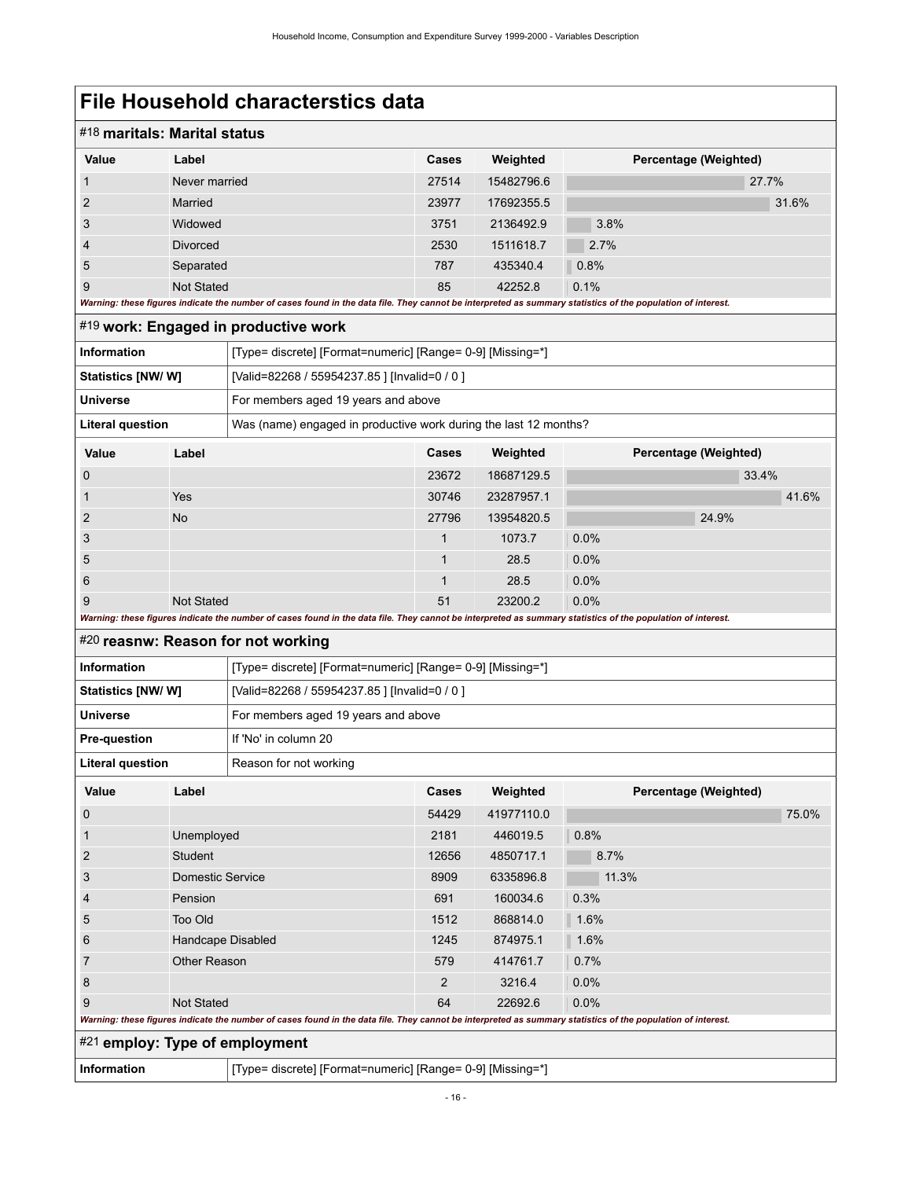# File Household characterstics data

## #18 maritals: Marital status

| Value | Label | Cases | Weighted | Percentage (Weighted) |
|---|---|---|---|---|
| 1 | Never married | 27514 | 15482796.6 | 27.7% |
| 2 | Married | 23977 | 17692355.5 | 31.6% |
| 3 | Widowed | 3751 | 2136492.9 | 3.8% |
| 4 | Divorced | 2530 | 1511618.7 | 2.7% |
| 5 | Separated | 787 | 435340.4 | 0.8% |
| 9 | Not Stated | 85 | 42252.8 | 0.1% |

***Warning: these figures indicate the number of cases found in the data file. They cannot be interpreted as summary statistics of the population of interest.***

## #19 work: Engaged in productive work

| | |
|---|---|
| **Information** | [Type= discrete] [Format=numeric] [Range= 0-9] [Missing=*] |
| **Statistics [NW/ W]** | [Valid=82268 / 55954237.85 ] [Invalid=0 / 0 ] |
| **Universe** | For members aged 19 years and above |
| **Literal question** | Was (name) engaged in productive work during the last 12 months? |

| Value | Label | Cases | Weighted | Percentage (Weighted) |
|---|---|---|---|---|
| 0 | | 23672 | 18687129.5 | 33.4% |
| 1 | Yes | 30746 | 23287957.1 | 41.6% |
| 2 | No | 27796 | 13954820.5 | 24.9% |
| 3 | | 1 | 1073.7 | 0.0% |
| 5 | | 1 | 28.5 | 0.0% |
| 6 | | 1 | 28.5 | 0.0% |
| 9 | Not Stated | 51 | 23200.2 | 0.0% |

***Warning: these figures indicate the number of cases found in the data file. They cannot be interpreted as summary statistics of the population of interest.***

## #20 reasnw: Reason for not working

| | |
|---|---|
| **Information** | [Type= discrete] [Format=numeric] [Range= 0-9] [Missing=*] |
| **Statistics [NW/ W]** | [Valid=82268 / 55954237.85 ] [Invalid=0 / 0 ] |
| **Universe** | For members aged 19 years and above |
| **Pre-question** | If 'No' in column 20 |
| **Literal question** | Reason for not working |

| Value | Label | Cases | Weighted | Percentage (Weighted) |
|---|---|---|---|---|
| 0 | | 54429 | 41977110.0 | 75.0% |
| 1 | Unemployed | 2181 | 446019.5 | 0.8% |
| 2 | Student | 12656 | 4850717.1 | 8.7% |
| 3 | Domestic Service | 8909 | 6335896.8 | 11.3% |
| 4 | Pension | 691 | 160034.6 | 0.3% |
| 5 | Too Old | 1512 | 868814.0 | 1.6% |
| 6 | Handcape Disabled | 1245 | 874975.1 | 1.6% |
| 7 | Other Reason | 579 | 414761.7 | 0.7% |
| 8 | | 2 | 3216.4 | 0.0% |
| 9 | Not Stated | 64 | 22692.6 | 0.0% |

***Warning: these figures indicate the number of cases found in the data file. They cannot be interpreted as summary statistics of the population of interest.***

## #21 employ: Type of employment

| | |
|---|---|
| **Information** | [Type= discrete] [Format=numeric] [Range= 0-9] [Missing=*] |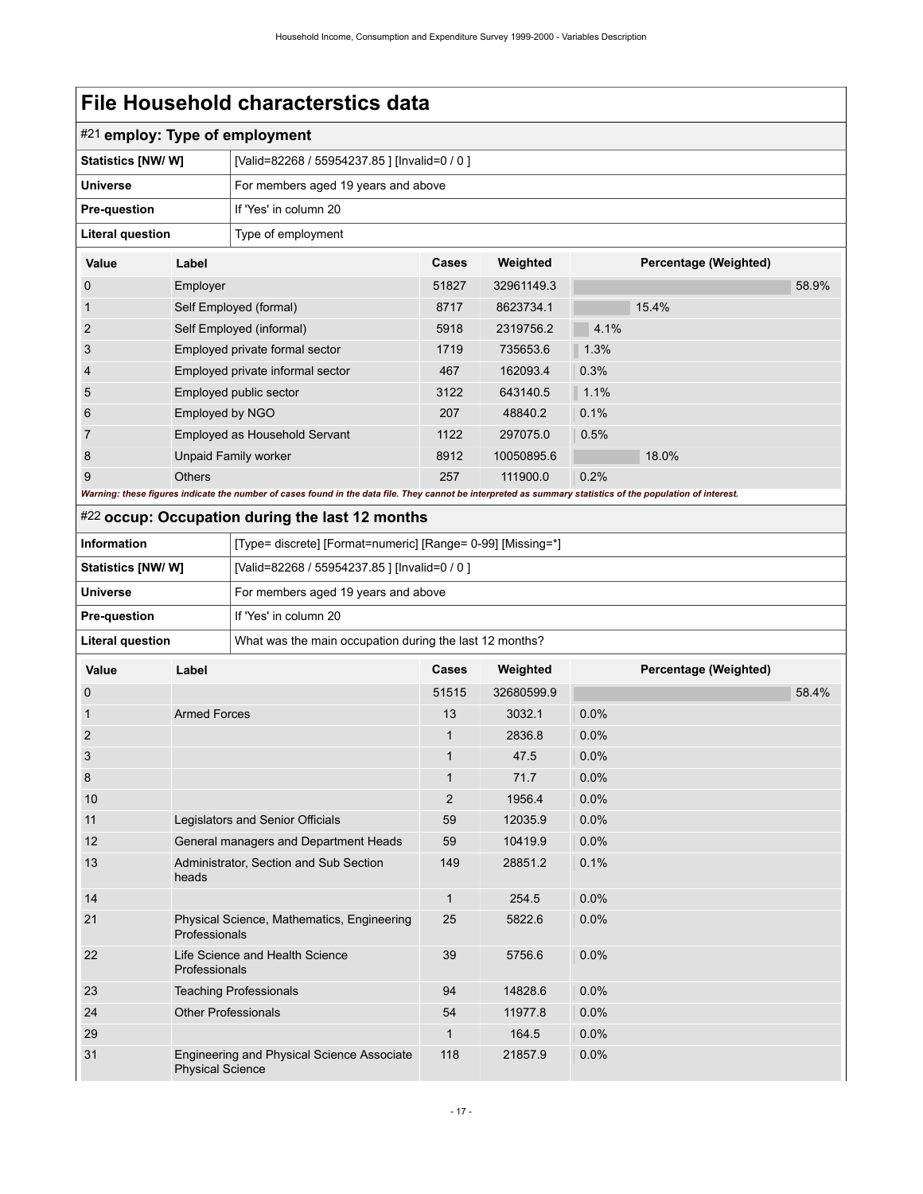# File Household characterstics data

## #21 employ: Type of employment

| | |
|---|---|
| **Statistics [NW/ W]** | [Valid=82268 / 55954237.85 ] [Invalid=0 / 0 ] |
| **Universe** | For members aged 19 years and above |
| **Pre-question** | If 'Yes' in column 20 |
| **Literal question** | Type of employment |

| Value | Label | Cases | Weighted | Percentage (Weighted) |
|---|---|---|---|---|
| 0 | Employer | 51827 | 32961149.3 | 58.9% |
| 1 | Self Employed (formal) | 8717 | 8623734.1 | 15.4% |
| 2 | Self Employed (informal) | 5918 | 2319756.2 | 4.1% |
| 3 | Employed private formal sector | 1719 | 735653.6 | 1.3% |
| 4 | Employed private informal sector | 467 | 162093.4 | 0.3% |
| 5 | Employed public sector | 3122 | 643140.5 | 1.1% |
| 6 | Employed by NGO | 207 | 48840.2 | 0.1% |
| 7 | Employed as Household Servant | 1122 | 297075.0 | 0.5% |
| 8 | Unpaid Family worker | 8912 | 10050895.6 | 18.0% |
| 9 | Others | 257 | 111900.0 | 0.2% |

***Warning: these figures indicate the number of cases found in the data file. They cannot be interpreted as summary statistics of the population of interest.***

## #22 occup: Occupation during the last 12 months

| | |
|---|---|
| **Information** | [Type= discrete] [Format=numeric] [Range= 0-99] [Missing=*] |
| **Statistics [NW/ W]** | [Valid=82268 / 55954237.85 ] [Invalid=0 / 0 ] |
| **Universe** | For members aged 19 years and above |
| **Pre-question** | If 'Yes' in column 20 |
| **Literal question** | What was the main occupation during the last 12 months? |

| Value | Label | Cases | Weighted | Percentage (Weighted) |
|---|---|---|---|---|
| 0 | | 51515 | 32680599.9 | 58.4% |
| 1 | Armed Forces | 13 | 3032.1 | 0.0% |
| 2 | | 1 | 2836.8 | 0.0% |
| 3 | | 1 | 47.5 | 0.0% |
| 8 | | 1 | 71.7 | 0.0% |
| 10 | | 2 | 1956.4 | 0.0% |
| 11 | Legislators and Senior Officials | 59 | 12035.9 | 0.0% |
| 12 | General managers and Department Heads | 59 | 10419.9 | 0.0% |
| 13 | Administrator, Section and Sub Section heads | 149 | 28851.2 | 0.1% |
| 14 | | 1 | 254.5 | 0.0% |
| 21 | Physical Science, Mathematics, Engineering Professionals | 25 | 5822.6 | 0.0% |
| 22 | Life Science and Health Science Professionals | 39 | 5756.6 | 0.0% |
| 23 | Teaching Professionals | 94 | 14828.6 | 0.0% |
| 24 | Other Professionals | 54 | 11977.8 | 0.0% |
| 29 | | 1 | 164.5 | 0.0% |
| 31 | Engineering and Physical Science Associate Physical Science | 118 | 21857.9 | 0.0% |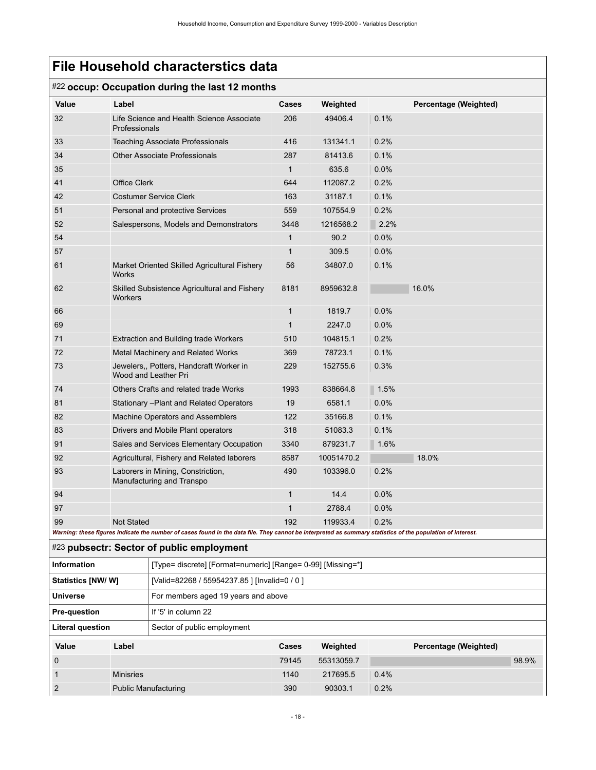# File Household characterstics data

## #22 occup: Occupation during the last 12 months

| Value | Label | Cases | Weighted | Percentage (Weighted) |
|---|---|---|---|---|
| 32 | Life Science and Health Science Associate Professionals | 206 | 49406.4 | 0.1% |
| 33 | Teaching Associate Professionals | 416 | 131341.1 | 0.2% |
| 34 | Other Associate Professionals | 287 | 81413.6 | 0.1% |
| 35 | | 1 | 635.6 | 0.0% |
| 41 | Office Clerk | 644 | 112087.2 | 0.2% |
| 42 | Costumer Service Clerk | 163 | 31187.1 | 0.1% |
| 51 | Personal and protective Services | 559 | 107554.9 | 0.2% |
| 52 | Salespersons, Models and Demonstrators | 3448 | 1216568.2 | 2.2% |
| 54 | | 1 | 90.2 | 0.0% |
| 57 | | 1 | 309.5 | 0.0% |
| 61 | Market Oriented Skilled Agricultural Fishery Works | 56 | 34807.0 | 0.1% |
| 62 | Skilled Subsistence Agricultural and Fishery Workers | 8181 | 8959632.8 | 16.0% |
| 66 | | 1 | 1819.7 | 0.0% |
| 69 | | 1 | 2247.0 | 0.0% |
| 71 | Extraction and Building trade Workers | 510 | 104815.1 | 0.2% |
| 72 | Metal Machinery and Related Works | 369 | 78723.1 | 0.1% |
| 73 | Jewelers,, Potters, Handcraft Worker in Wood and Leather Pri | 229 | 152755.6 | 0.3% |
| 74 | Others Crafts and related trade Works | 1993 | 838664.8 | 1.5% |
| 81 | Stationary –Plant and Related Operators | 19 | 6581.1 | 0.0% |
| 82 | Machine Operators and Assemblers | 122 | 35166.8 | 0.1% |
| 83 | Drivers and Mobile Plant operators | 318 | 51083.3 | 0.1% |
| 91 | Sales and Services Elementary Occupation | 3340 | 879231.7 | 1.6% |
| 92 | Agricultural, Fishery and Related laborers | 8587 | 10051470.2 | 18.0% |
| 93 | Laborers in Mining, Constriction, Manufacturing and Transpo | 490 | 103396.0 | 0.2% |
| 94 | | 1 | 14.4 | 0.0% |
| 97 | | 1 | 2788.4 | 0.0% |
| 99 | Not Stated | 192 | 119933.4 | 0.2% |

*Warning: these figures indicate the number of cases found in the data file. They cannot be interpreted as summary statistics of the population of interest.*

## #23 pubsectr: Sector of public employment

| | |
|---|---|
| **Information** | [Type= discrete] [Format=numeric] [Range= 0-99] [Missing=*] |
| **Statistics [NW/ W]** | [Valid=82268 / 55954237.85 ] [Invalid=0 / 0 ] |
| **Universe** | For members aged 19 years and above |
| **Pre-question** | If '5' in column 22 |
| **Literal question** | Sector of public employment |

| Value | Label | Cases | Weighted | Percentage (Weighted) |
|---|---|---|---|---|
| 0 | | 79145 | 55313059.7 | 98.9% |
| 1 | Minisries | 1140 | 217695.5 | 0.4% |
| 2 | Public Manufacturing | 390 | 90303.1 | 0.2% |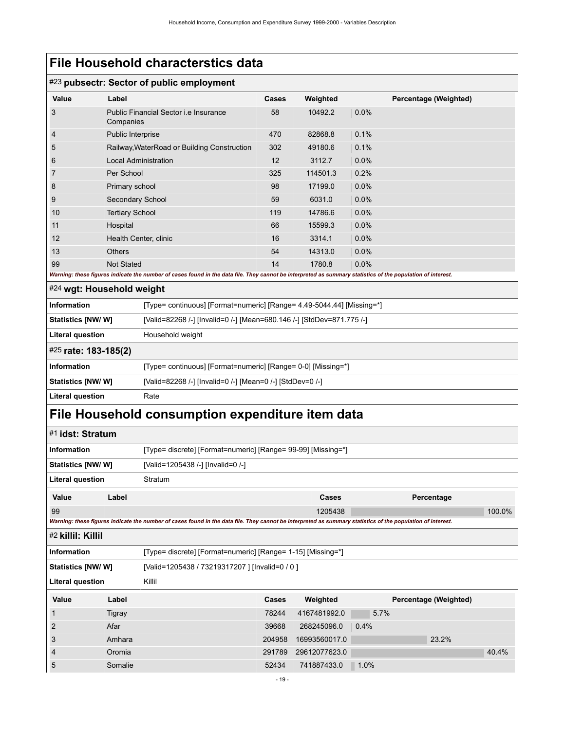# File Household characterstics data

## #23 pubsectr: Sector of public employment

| Value | Label | Cases | Weighted | Percentage (Weighted) |
|---|---|---|---|---|
| 3 | Public Financial Sector i.e Insurance Companies | 58 | 10492.2 | 0.0% |
| 4 | Public Interprise | 470 | 82868.8 | 0.1% |
| 5 | Railway,WaterRoad or Building Construction | 302 | 49180.6 | 0.1% |
| 6 | Local Administration | 12 | 3112.7 | 0.0% |
| 7 | Per School | 325 | 114501.3 | 0.2% |
| 8 | Primary school | 98 | 17199.0 | 0.0% |
| 9 | Secondary School | 59 | 6031.0 | 0.0% |
| 10 | Tertiary School | 119 | 14786.6 | 0.0% |
| 11 | Hospital | 66 | 15599.3 | 0.0% |
| 12 | Health Center, clinic | 16 | 3314.1 | 0.0% |
| 13 | Others | 54 | 14313.0 | 0.0% |
| 99 | Not Stated | 14 | 1780.8 | 0.0% |

*Warning: these figures indicate the number of cases found in the data file. They cannot be interpreted as summary statistics of the population of interest.*

## #24 wgt: Household weight

| | |
|---|---|
| Information | [Type= continuous] [Format=numeric] [Range= 4.49-5044.44] [Missing=*] |
| Statistics [NW/ W] | [Valid=82268 /-] [Invalid=0 /-] [Mean=680.146 /-] [StdDev=871.775 /-] |
| Literal question | Household weight |

## #25 rate: 183-185(2)

| | |
|---|---|
| Information | [Type= continuous] [Format=numeric] [Range= 0-0] [Missing=*] |
| Statistics [NW/ W] | [Valid=82268 /-] [Invalid=0 /-] [Mean=0 /-] [StdDev=0 /-] |
| Literal question | Rate |

# File Household consumption expenditure item data

## #1 idst: Stratum

| | |
|---|---|
| Information | [Type= discrete] [Format=numeric] [Range= 99-99] [Missing=*] |
| Statistics [NW/ W] | [Valid=1205438 /-] [Invalid=0 /-] |
| Literal question | Stratum |

| Value | Label | Cases | Percentage |
|---|---|---|---|
| 99 | | 1205438 | 100.0% |

*Warning: these figures indicate the number of cases found in the data file. They cannot be interpreted as summary statistics of the population of interest.*

## #2 killil: Killil

| | |
|---|---|
| Information | [Type= discrete] [Format=numeric] [Range= 1-15] [Missing=*] |
| Statistics [NW/ W] | [Valid=1205438 / 73219317207 ] [Invalid=0 / 0 ] |
| Literal question | Killil |

| Value | Label | Cases | Weighted | Percentage (Weighted) |
|---|---|---|---|---|
| 1 | Tigray | 78244 | 4167481992.0 | 5.7% |
| 2 | Afar | 39668 | 268245096.0 | 0.4% |
| 3 | Amhara | 204958 | 16993560017.0 | 23.2% |
| 4 | Oromia | 291789 | 29612077623.0 | 40.4% |
| 5 | Somalie | 52434 | 741887433.0 | 1.0% |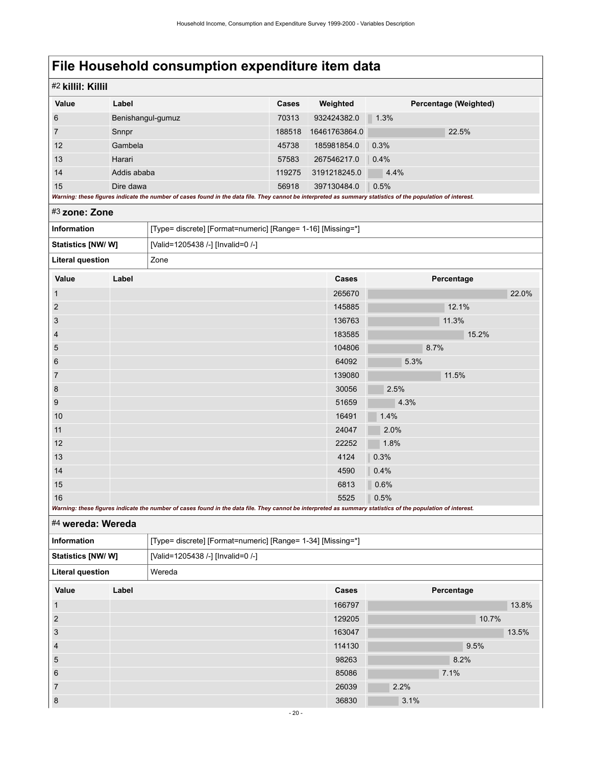# File Household consumption expenditure item data

## #2 killil: Killil

| Value | Label | Cases | Weighted | Percentage (Weighted) |
|---|---|---|---|---|
| 6 | Benishangul-gumuz | 70313 | 932424382.0 | 1.3% |
| 7 | Snnpr | 188518 | 16461763864.0 | 22.5% |
| 12 | Gambela | 45738 | 185981854.0 | 0.3% |
| 13 | Harari | 57583 | 267546217.0 | 0.4% |
| 14 | Addis ababa | 119275 | 3191218245.0 | 4.4% |
| 15 | Dire dawa | 56918 | 397130484.0 | 0.5% |

*Warning: these figures indicate the number of cases found in the data file. They cannot be interpreted as summary statistics of the population of interest.*

## #3 zone: Zone

| | |
|---|---|
| **Information** | [Type= discrete] [Format=numeric] [Range= 1-16] [Missing=*] |
| **Statistics [NW/ W]** | [Valid=1205438 /-] [Invalid=0 /-] |
| **Literal question** | Zone |

| Value | Label | Cases | Percentage |
|---|---|---|---|
| 1 | | 265670 | 22.0% |
| 2 | | 145885 | 12.1% |
| 3 | | 136763 | 11.3% |
| 4 | | 183585 | 15.2% |
| 5 | | 104806 | 8.7% |
| 6 | | 64092 | 5.3% |
| 7 | | 139080 | 11.5% |
| 8 | | 30056 | 2.5% |
| 9 | | 51659 | 4.3% |
| 10 | | 16491 | 1.4% |
| 11 | | 24047 | 2.0% |
| 12 | | 22252 | 1.8% |
| 13 | | 4124 | 0.3% |
| 14 | | 4590 | 0.4% |
| 15 | | 6813 | 0.6% |
| 16 | | 5525 | 0.5% |

*Warning: these figures indicate the number of cases found in the data file. They cannot be interpreted as summary statistics of the population of interest.*

## #4 wereda: Wereda

| | |
|---|---|
| **Information** | [Type= discrete] [Format=numeric] [Range= 1-34] [Missing=*] |
| **Statistics [NW/ W]** | [Valid=1205438 /-] [Invalid=0 /-] |
| **Literal question** | Wereda |

| Value | Label | Cases | Percentage |
|---|---|---|---|
| 1 | | 166797 | 13.8% |
| 2 | | 129205 | 10.7% |
| 3 | | 163047 | 13.5% |
| 4 | | 114130 | 9.5% |
| 5 | | 98263 | 8.2% |
| 6 | | 85086 | 7.1% |
| 7 | | 26039 | 2.2% |
| 8 | | 36830 | 3.1% |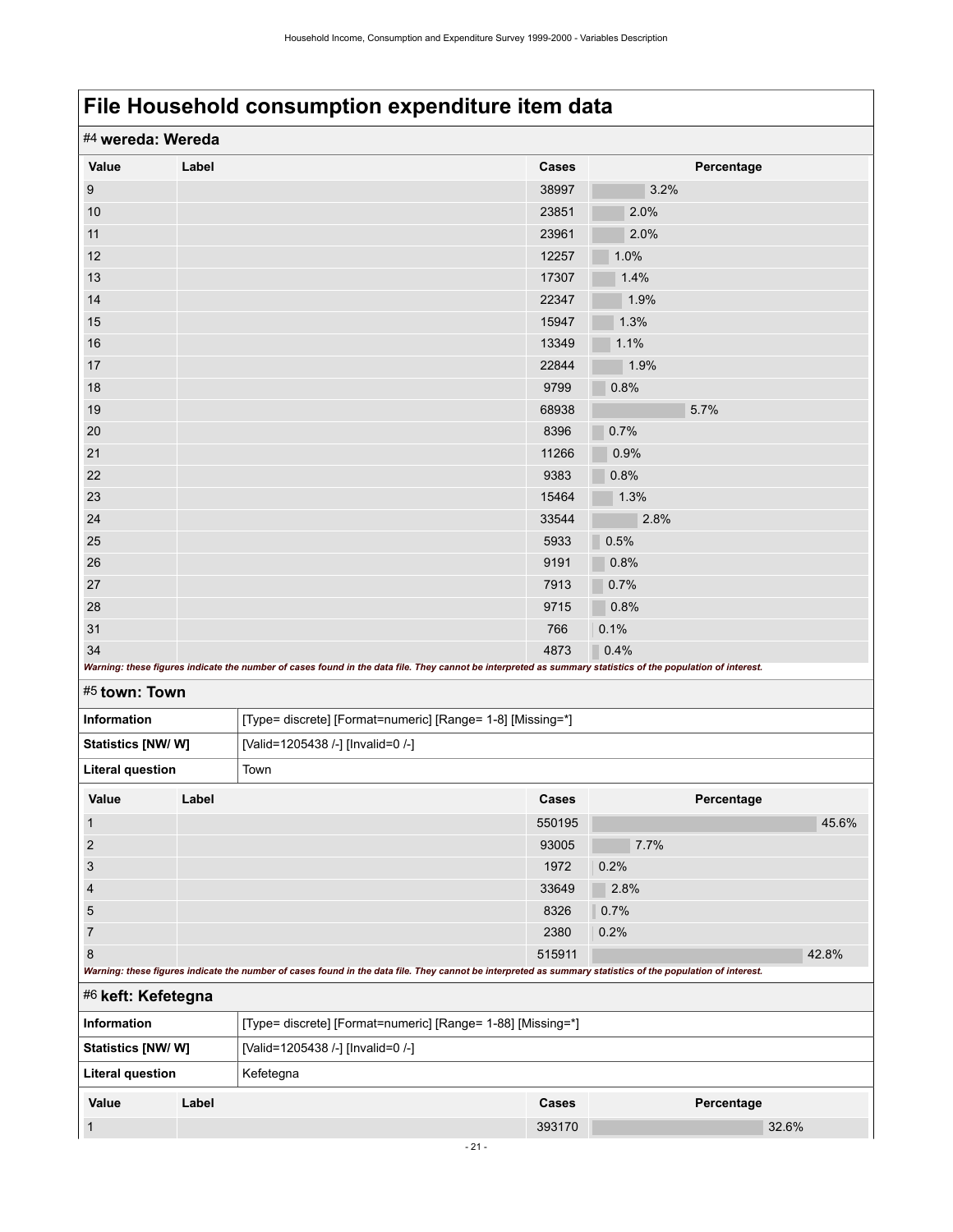# File Household consumption expenditure item data

## #4 wereda: Wereda

| Value | Label | Cases | Percentage |
|---|---|---|---|
| 9 | | 38997 | 3.2% |
| 10 | | 23851 | 2.0% |
| 11 | | 23961 | 2.0% |
| 12 | | 12257 | 1.0% |
| 13 | | 17307 | 1.4% |
| 14 | | 22347 | 1.9% |
| 15 | | 15947 | 1.3% |
| 16 | | 13349 | 1.1% |
| 17 | | 22844 | 1.9% |
| 18 | | 9799 | 0.8% |
| 19 | | 68938 | 5.7% |
| 20 | | 8396 | 0.7% |
| 21 | | 11266 | 0.9% |
| 22 | | 9383 | 0.8% |
| 23 | | 15464 | 1.3% |
| 24 | | 33544 | 2.8% |
| 25 | | 5933 | 0.5% |
| 26 | | 9191 | 0.8% |
| 27 | | 7913 | 0.7% |
| 28 | | 9715 | 0.8% |
| 31 | | 766 | 0.1% |
| 34 | | 4873 | 0.4% |

*Warning: these figures indicate the number of cases found in the data file. They cannot be interpreted as summary statistics of the population of interest.*

## #5 town: Town

| | |
|---|---|
| **Information** | [Type= discrete] [Format=numeric] [Range= 1-8] [Missing=*] |
| **Statistics [NW/ W]** | [Valid=1205438 /-] [Invalid=0 /-] |
| **Literal question** | Town |

| Value | Label | Cases | Percentage |
|---|---|---|---|
| 1 | | 550195 | 45.6% |
| 2 | | 93005 | 7.7% |
| 3 | | 1972 | 0.2% |
| 4 | | 33649 | 2.8% |
| 5 | | 8326 | 0.7% |
| 7 | | 2380 | 0.2% |
| 8 | | 515911 | 42.8% |

*Warning: these figures indicate the number of cases found in the data file. They cannot be interpreted as summary statistics of the population of interest.*

## #6 keft: Kefetegna

| | |
|---|---|
| **Information** | [Type= discrete] [Format=numeric] [Range= 1-88] [Missing=*] |
| **Statistics [NW/ W]** | [Valid=1205438 /-] [Invalid=0 /-] |
| **Literal question** | Kefetegna |

| Value | Label | Cases | Percentage |
|---|---|---|---|
| 1 | | 393170 | 32.6% |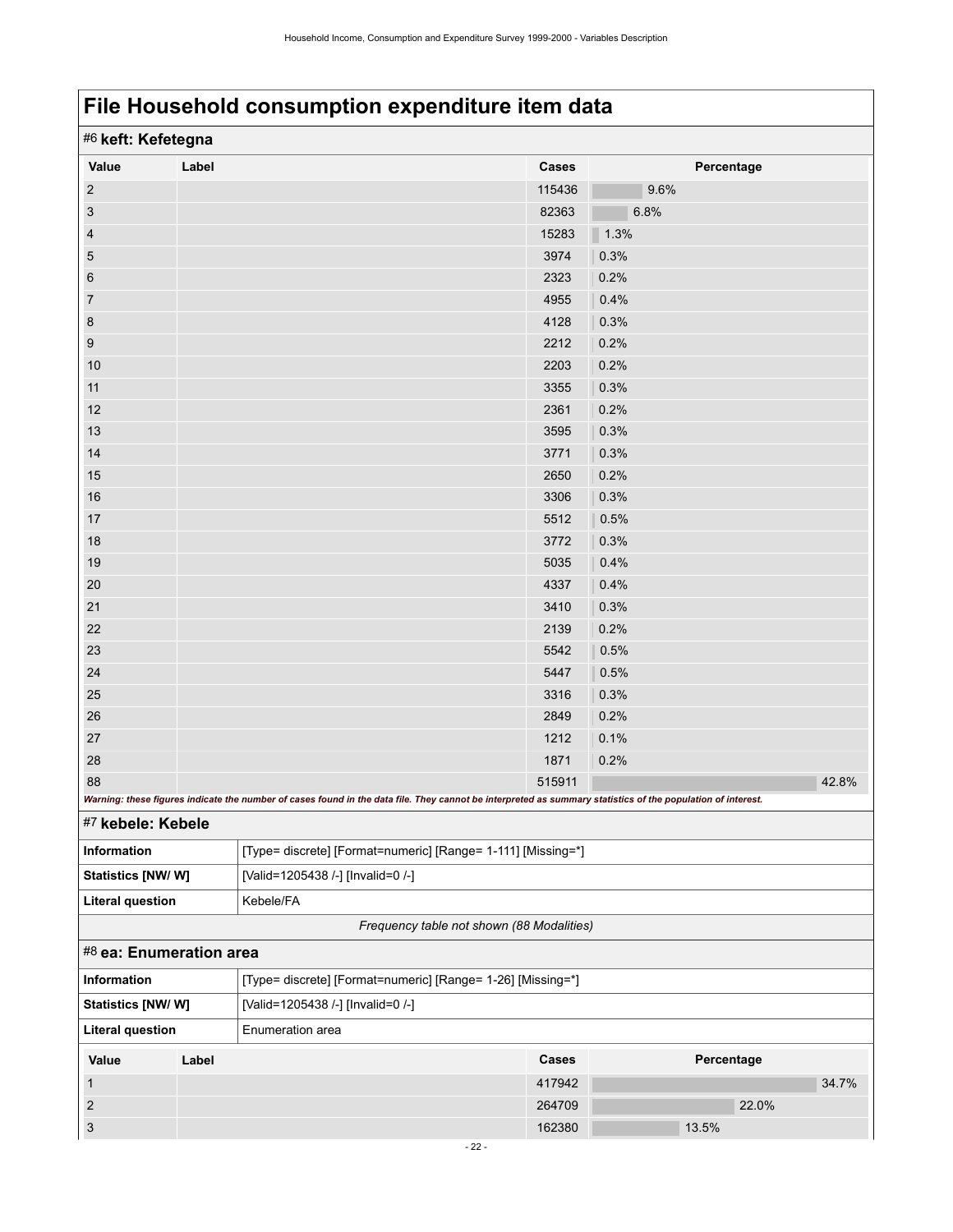# File Household consumption expenditure item data

## #6 keft: Kefetegna

| Value | Label | Cases | Percentage |
|---|---|---|---|
| 2 | | 115436 | 9.6% |
| 3 | | 82363 | 6.8% |
| 4 | | 15283 | 1.3% |
| 5 | | 3974 | 0.3% |
| 6 | | 2323 | 0.2% |
| 7 | | 4955 | 0.4% |
| 8 | | 4128 | 0.3% |
| 9 | | 2212 | 0.2% |
| 10 | | 2203 | 0.2% |
| 11 | | 3355 | 0.3% |
| 12 | | 2361 | 0.2% |
| 13 | | 3595 | 0.3% |
| 14 | | 3771 | 0.3% |
| 15 | | 2650 | 0.2% |
| 16 | | 3306 | 0.3% |
| 17 | | 5512 | 0.5% |
| 18 | | 3772 | 0.3% |
| 19 | | 5035 | 0.4% |
| 20 | | 4337 | 0.4% |
| 21 | | 3410 | 0.3% |
| 22 | | 2139 | 0.2% |
| 23 | | 5542 | 0.5% |
| 24 | | 5447 | 0.5% |
| 25 | | 3316 | 0.3% |
| 26 | | 2849 | 0.2% |
| 27 | | 1212 | 0.1% |
| 28 | | 1871 | 0.2% |
| 88 | | 515911 | 42.8% |

***Warning: these figures indicate the number of cases found in the data file. They cannot be interpreted as summary statistics of the population of interest.***

## #7 kebele: Kebele

| | |
|---|---|
| **Information** | [Type= discrete] [Format=numeric] [Range= 1-111] [Missing=*] |
| **Statistics [NW/ W]** | [Valid=1205438 /-] [Invalid=0 /-] |
| **Literal question** | Kebele/FA |

*Frequency table not shown (88 Modalities)*

## #8 ea: Enumeration area

| | |
|---|---|
| **Information** | [Type= discrete] [Format=numeric] [Range= 1-26] [Missing=*] |
| **Statistics [NW/ W]** | [Valid=1205438 /-] [Invalid=0 /-] |
| **Literal question** | Enumeration area |

| Value | Label | Cases | Percentage |
|---|---|---|---|
| 1 | | 417942 | 34.7% |
| 2 | | 264709 | 22.0% |
| 3 | | 162380 | 13.5% |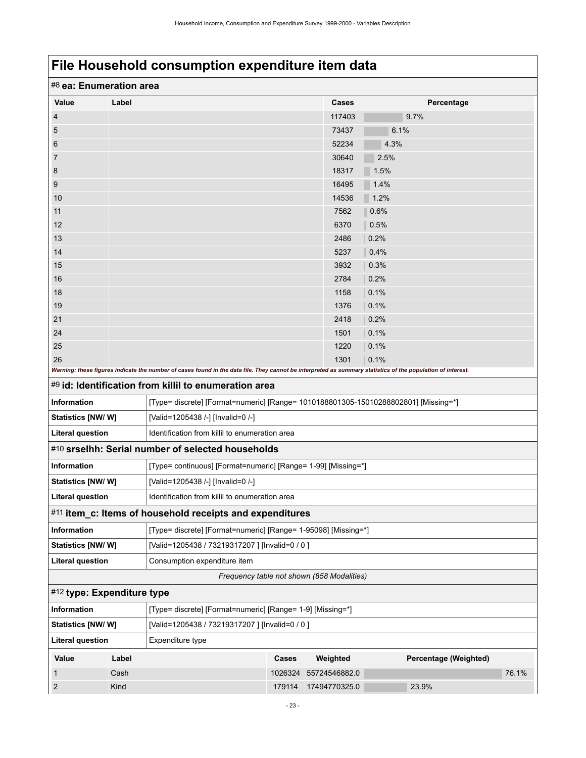# File Household consumption expenditure item data

## #8 ea: Enumeration area

| Value | Label | Cases | Percentage |
|---|---|---|---|
| 4 | | 117403 | 9.7% |
| 5 | | 73437 | 6.1% |
| 6 | | 52234 | 4.3% |
| 7 | | 30640 | 2.5% |
| 8 | | 18317 | 1.5% |
| 9 | | 16495 | 1.4% |
| 10 | | 14536 | 1.2% |
| 11 | | 7562 | 0.6% |
| 12 | | 6370 | 0.5% |
| 13 | | 2486 | 0.2% |
| 14 | | 5237 | 0.4% |
| 15 | | 3932 | 0.3% |
| 16 | | 2784 | 0.2% |
| 18 | | 1158 | 0.1% |
| 19 | | 1376 | 0.1% |
| 21 | | 2418 | 0.2% |
| 24 | | 1501 | 0.1% |
| 25 | | 1220 | 0.1% |
| 26 | | 1301 | 0.1% |

***Warning: these figures indicate the number of cases found in the data file. They cannot be interpreted as summary statistics of the population of interest.***

## #9 id: Identification from killil to enumeration area

| | |
|---|---|
| **Information** | [Type= discrete] [Format=numeric] [Range= 1010188801305-15010288802801] [Missing=*] |
| **Statistics [NW/ W]** | [Valid=1205438 /-] [Invalid=0 /-] |
| **Literal question** | Identification from killil to enumeration area |

## #10 srselhh: Serial number of selected households

| | |
|---|---|
| **Information** | [Type= continuous] [Format=numeric] [Range= 1-99] [Missing=*] |
| **Statistics [NW/ W]** | [Valid=1205438 /-] [Invalid=0 /-] |
| **Literal question** | Identification from killil to enumeration area |

## #11 item_c: Items of household receipts and expenditures

| | |
|---|---|
| **Information** | [Type= discrete] [Format=numeric] [Range= 1-95098] [Missing=*] |
| **Statistics [NW/ W]** | [Valid=1205438 / 73219317207 ] [Invalid=0 / 0 ] |
| **Literal question** | Consumption expenditure item |

*Frequency table not shown (858 Modalities)*

## #12 type: Expenditure type

| | |
|---|---|
| **Information** | [Type= discrete] [Format=numeric] [Range= 1-9] [Missing=*] |
| **Statistics [NW/ W]** | [Valid=1205438 / 73219317207 ] [Invalid=0 / 0 ] |
| **Literal question** | Expenditure type |

| Value | Label | Cases | Weighted | Percentage (Weighted) |
|---|---|---|---|---|
| 1 | Cash | 1026324 | 55724546882.0 | 76.1% |
| 2 | Kind | 179114 | 17494770325.0 | 23.9% |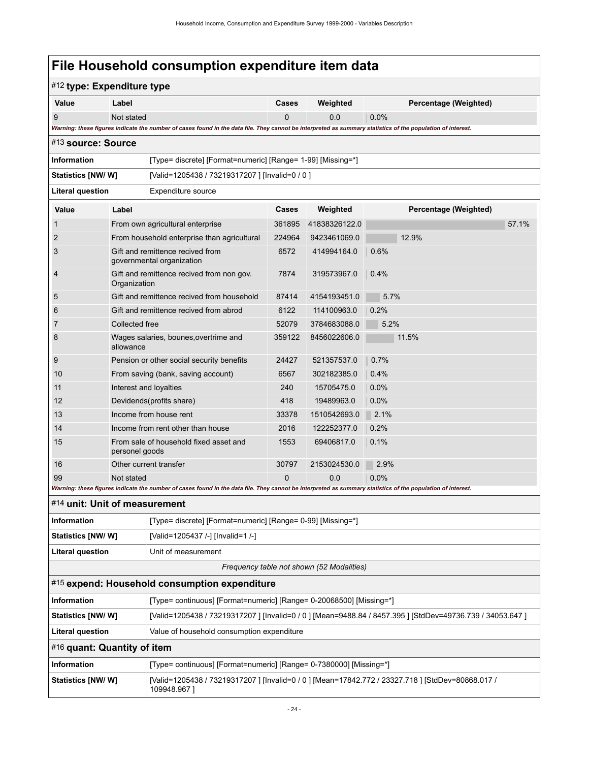# File Household consumption expenditure item data

## #12 type: Expenditure type

| Value | Label | Cases | Weighted | Percentage (Weighted) |
|---|---|---|---|---|
| 9 | Not stated | 0 | 0.0 | 0.0% |

*Warning: these figures indicate the number of cases found in the data file. They cannot be interpreted as summary statistics of the population of interest.*

## #13 source: Source

| | |
|---|---|
| **Information** | [Type= discrete] [Format=numeric] [Range= 1-99] [Missing=*] |
| **Statistics [NW/ W]** | [Valid=1205438 / 73219317207 ] [Invalid=0 / 0 ] |
| **Literal question** | Expenditure source |

| Value | Label | Cases | Weighted | Percentage (Weighted) |
|---|---|---|---|---|
| 1 | From own agricultural enterprise | 361895 | 41838326122.0 | 57.1% |
| 2 | From household enterprise than agricultural | 224964 | 9423461069.0 | 12.9% |
| 3 | Gift and remittence recived from governmental organization | 6572 | 414994164.0 | 0.6% |
| 4 | Gift and remittence recived from non gov. Organization | 7874 | 319573967.0 | 0.4% |
| 5 | Gift and remittence recived from household | 87414 | 4154193451.0 | 5.7% |
| 6 | Gift and remittence recived from abrod | 6122 | 114100963.0 | 0.2% |
| 7 | Collected free | 52079 | 3784683088.0 | 5.2% |
| 8 | Wages salaries, bounes,overtime and allowance | 359122 | 8456022606.0 | 11.5% |
| 9 | Pension or other social security benefits | 24427 | 521357537.0 | 0.7% |
| 10 | From saving (bank, saving account) | 6567 | 302182385.0 | 0.4% |
| 11 | Interest and loyalties | 240 | 15705475.0 | 0.0% |
| 12 | Devidends(profits share) | 418 | 19489963.0 | 0.0% |
| 13 | Income from house rent | 33378 | 1510542693.0 | 2.1% |
| 14 | Income from rent other than house | 2016 | 122252377.0 | 0.2% |
| 15 | From sale of household fixed asset and personel goods | 1553 | 69406817.0 | 0.1% |
| 16 | Other current transfer | 30797 | 2153024530.0 | 2.9% |
| 99 | Not stated | 0 | 0.0 | 0.0% |

*Warning: these figures indicate the number of cases found in the data file. They cannot be interpreted as summary statistics of the population of interest.*

## #14 unit: Unit of measurement

| | |
|---|---|
| **Information** | [Type= discrete] [Format=numeric] [Range= 0-99] [Missing=*] |
| **Statistics [NW/ W]** | [Valid=1205437 /-] [Invalid=1 /-] |
| **Literal question** | Unit of measurement |

*Frequency table not shown (52 Modalities)*

## #15 expend: Household consumption expenditure

| | |
|---|---|
| **Information** | [Type= continuous] [Format=numeric] [Range= 0-20068500] [Missing=*] |
| **Statistics [NW/ W]** | [Valid=1205438 / 73219317207 ] [Invalid=0 / 0 ] [Mean=9488.84 / 8457.395 ] [StdDev=49736.739 / 34053.647 ] |
| **Literal question** | Value of household consumption expenditure |

## #16 quant: Quantity of item

| | |
|---|---|
| **Information** | [Type= continuous] [Format=numeric] [Range= 0-7380000] [Missing=*] |
| **Statistics [NW/ W]** | [Valid=1205438 / 73219317207 ] [Invalid=0 / 0 ] [Mean=17842.772 / 23327.718 ] [StdDev=80868.017 / 109948.967 ] |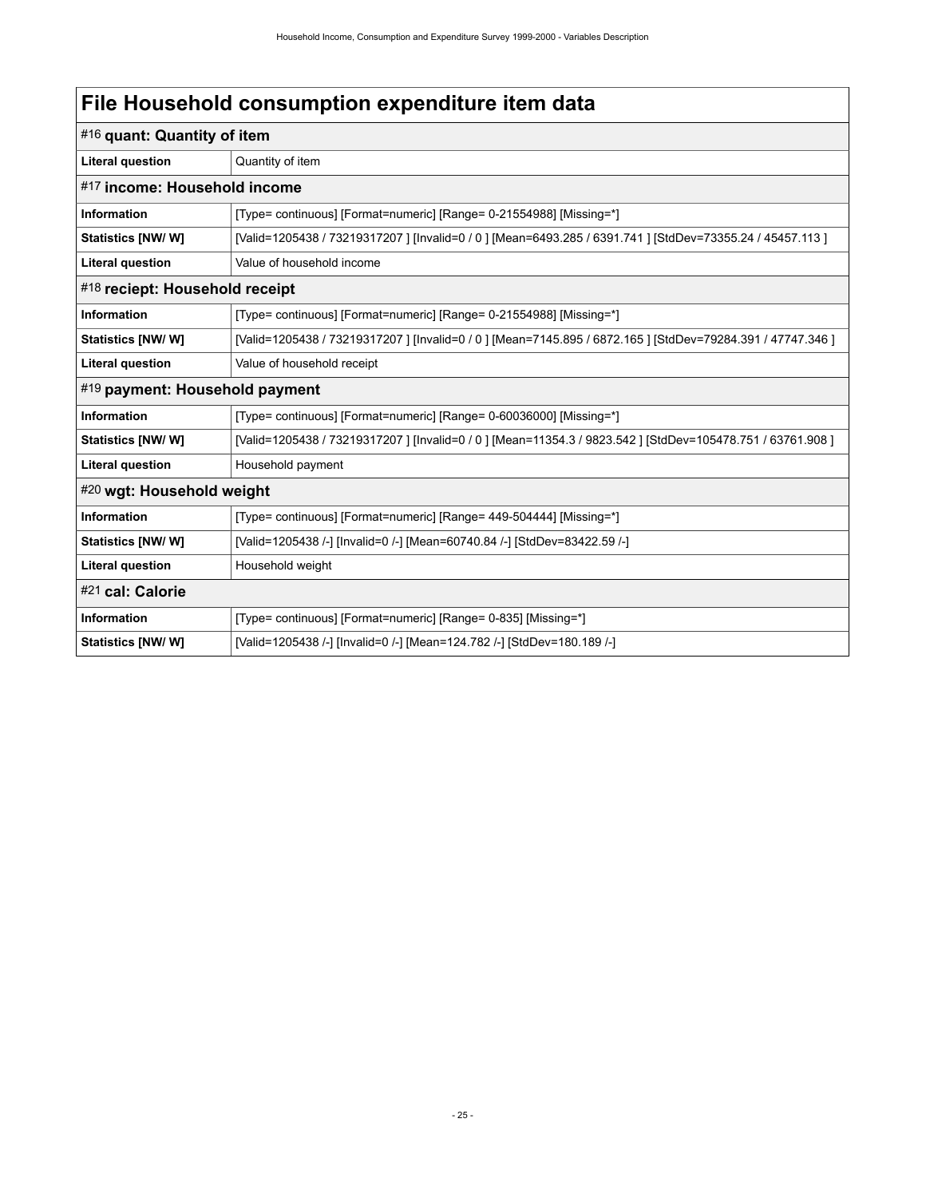# File Household consumption expenditure item data

## #16 quant: Quantity of item

| | |
|---|---|
| **Literal question** | Quantity of item |

## #17 income: Household income

| | |
|---|---|
| **Information** | [Type= continuous] [Format=numeric] [Range= 0-21554988] [Missing=*] |
| **Statistics [NW/ W]** | [Valid=1205438 / 73219317207 ] [Invalid=0 / 0 ] [Mean=6493.285 / 6391.741 ] [StdDev=73355.24 / 45457.113 ] |
| **Literal question** | Value of household income |

## #18 reciept: Household receipt

| | |
|---|---|
| **Information** | [Type= continuous] [Format=numeric] [Range= 0-21554988] [Missing=*] |
| **Statistics [NW/ W]** | [Valid=1205438 / 73219317207 ] [Invalid=0 / 0 ] [Mean=7145.895 / 6872.165 ] [StdDev=79284.391 / 47747.346 ] |
| **Literal question** | Value of household receipt |

## #19 payment: Household payment

| | |
|---|---|
| **Information** | [Type= continuous] [Format=numeric] [Range= 0-60036000] [Missing=*] |
| **Statistics [NW/ W]** | [Valid=1205438 / 73219317207 ] [Invalid=0 / 0 ] [Mean=11354.3 / 9823.542 ] [StdDev=105478.751 / 63761.908 ] |
| **Literal question** | Household payment |

## #20 wgt: Household weight

| | |
|---|---|
| **Information** | [Type= continuous] [Format=numeric] [Range= 449-504444] [Missing=*] |
| **Statistics [NW/ W]** | [Valid=1205438 /-] [Invalid=0 /-] [Mean=60740.84 /-] [StdDev=83422.59 /-] |
| **Literal question** | Household weight |

## #21 cal: Calorie

| | |
|---|---|
| **Information** | [Type= continuous] [Format=numeric] [Range= 0-835] [Missing=*] |
| **Statistics [NW/ W]** | [Valid=1205438 /-] [Invalid=0 /-] [Mean=124.782 /-] [StdDev=180.189 /-] |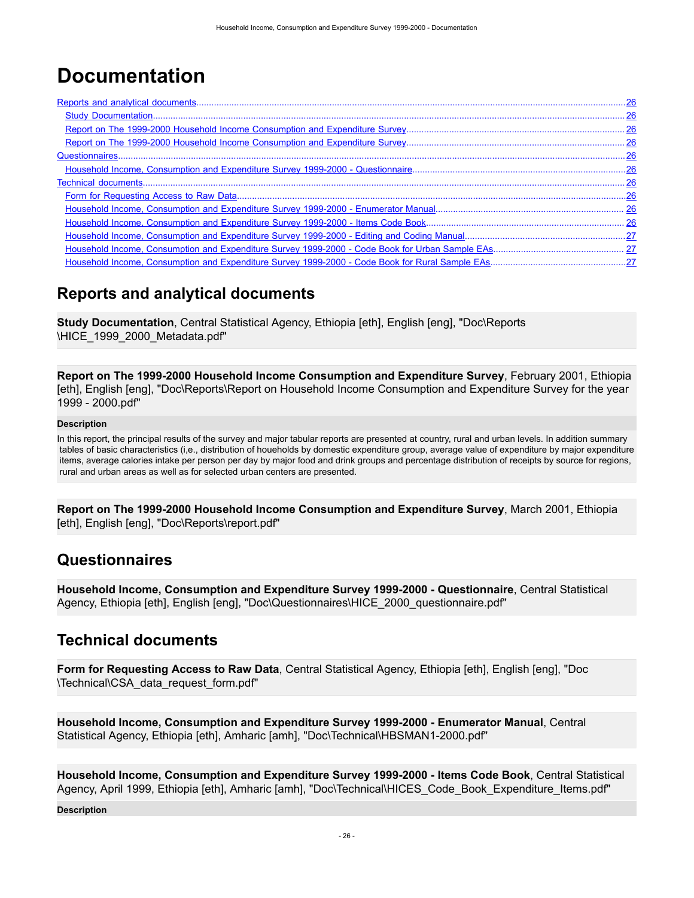# Documentation

- [Reports and analytical documents](#) ... 26
  - [Study Documentation](#) ... 26
  - [Report on The 1999-2000 Household Income Consumption and Expenditure Survey](#) ... 26
  - [Report on The 1999-2000 Household Income Consumption and Expenditure Survey](#) ... 26
- [Questionnaires](#) ... 26
  - [Household Income, Consumption and Expenditure Survey 1999-2000 - Questionnaire](#) ... 26
- [Technical documents](#) ... 26
  - [Form for Requesting Access to Raw Data](#) ... 26
  - [Household Income, Consumption and Expenditure Survey 1999-2000 - Enumerator Manual](#) ... 26
  - [Household Income, Consumption and Expenditure Survey 1999-2000 - Items Code Book](#) ... 26
  - [Household Income, Consumption and Expenditure Survey 1999-2000 - Editing and Coding Manual](#) ... 27
  - [Household Income, Consumption and Expenditure Survey 1999-2000 - Code Book for Urban Sample EAs](#) ... 27
  - [Household Income, Consumption and Expenditure Survey 1999-2000 - Code Book for Rural Sample EAs](#) ... 27

## Reports and analytical documents

**Study Documentation**, Central Statistical Agency, Ethiopia [eth], English [eng], "Doc\Reports\HICE_1999_2000_Metadata.pdf"

**Report on The 1999-2000 Household Income Consumption and Expenditure Survey**, February 2001, Ethiopia [eth], English [eng], "Doc\Reports\Report on Household Income Consumption and Expenditure Survey for the year 1999 - 2000.pdf"

**Description**

In this report, the principal results of the survey and major tabular reports are presented at country, rural and urban levels. In addition summary tables of basic characteristics (i,e., distribution of houeholds by domestic expenditure group, average value of expenditure by major expenditure items, average calories intake per person per day by major food and drink groups and percentage distribution of receipts by source for regions, rural and urban areas as well as for selected urban centers are presented.

**Report on The 1999-2000 Household Income Consumption and Expenditure Survey**, March 2001, Ethiopia [eth], English [eng], "Doc\Reports\report.pdf"

## Questionnaires

**Household Income, Consumption and Expenditure Survey 1999-2000 - Questionnaire**, Central Statistical Agency, Ethiopia [eth], English [eng], "Doc\Questionnaires\HICE_2000_questionnaire.pdf"

## Technical documents

**Form for Requesting Access to Raw Data**, Central Statistical Agency, Ethiopia [eth], English [eng], "Doc\Technical\CSA_data_request_form.pdf"

**Household Income, Consumption and Expenditure Survey 1999-2000 - Enumerator Manual**, Central Statistical Agency, Ethiopia [eth], Amharic [amh], "Doc\Technical\HBSMAN1-2000.pdf"

**Household Income, Consumption and Expenditure Survey 1999-2000 - Items Code Book**, Central Statistical Agency, April 1999, Ethiopia [eth], Amharic [amh], "Doc\Technical\HICES_Code_Book_Expenditure_Items.pdf"

**Description**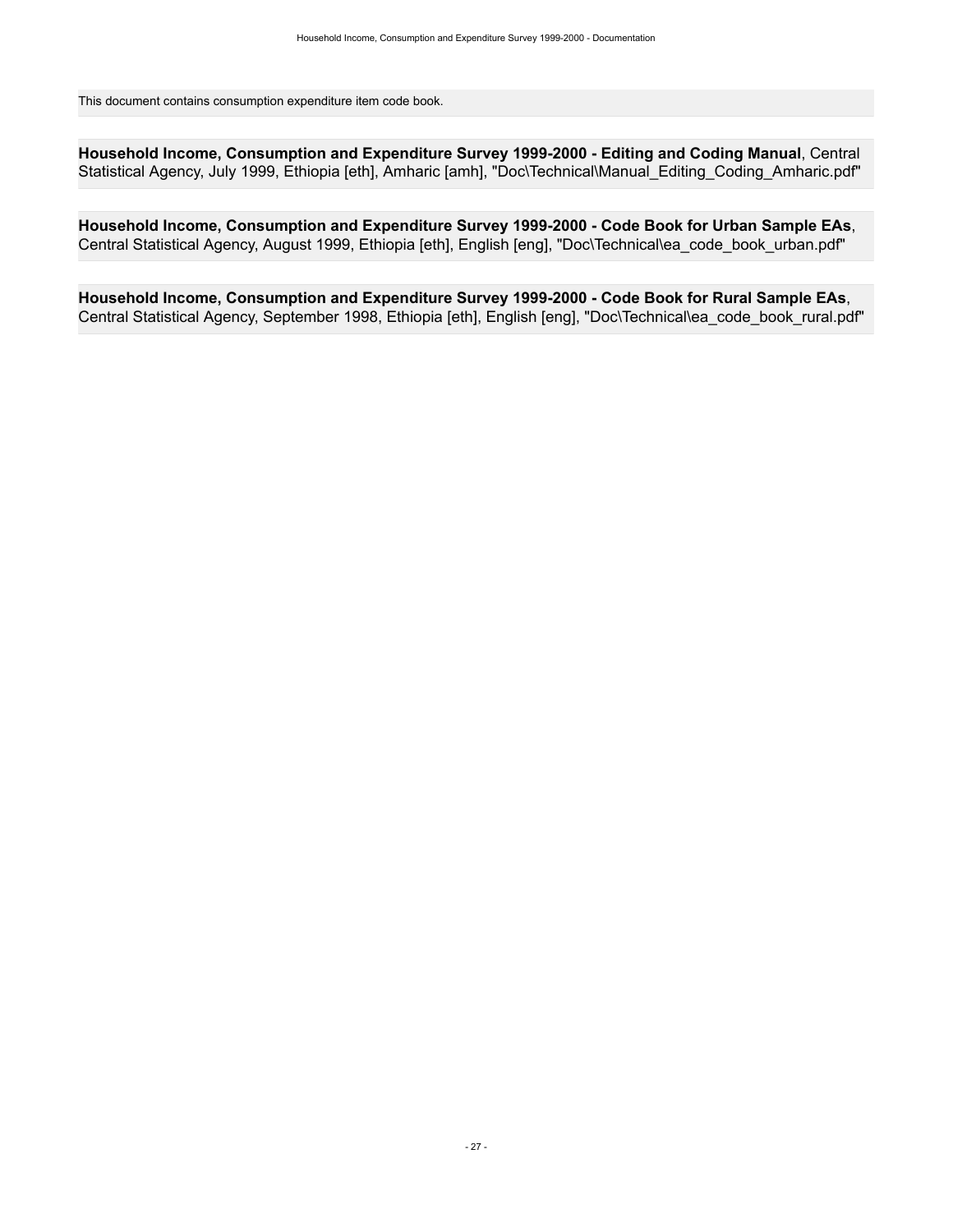This document contains consumption expenditure item code book.

**Household Income, Consumption and Expenditure Survey 1999-2000 - Editing and Coding Manual**, Central Statistical Agency, July 1999, Ethiopia [eth], Amharic [amh], "Doc\Technical\Manual_Editing_Coding_Amharic.pdf"

**Household Income, Consumption and Expenditure Survey 1999-2000 - Code Book for Urban Sample EAs**, Central Statistical Agency, August 1999, Ethiopia [eth], English [eng], "Doc\Technical\ea_code_book_urban.pdf"

**Household Income, Consumption and Expenditure Survey 1999-2000 - Code Book for Rural Sample EAs**, Central Statistical Agency, September 1998, Ethiopia [eth], English [eng], "Doc\Technical\ea_code_book_rural.pdf"